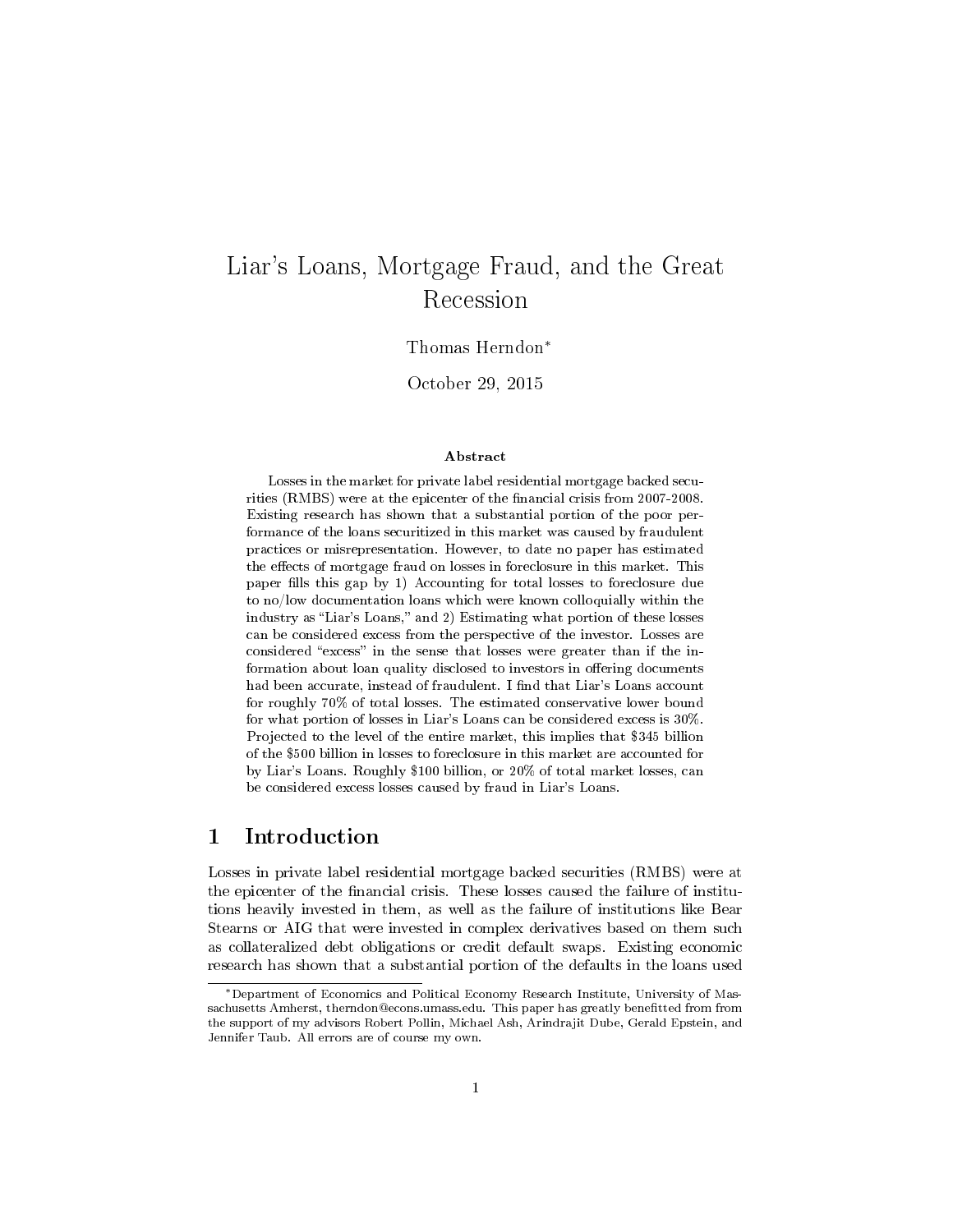# Liar's Loans, Mortgage Fraud, and the Great Recession

Thomas Herndon*

October 29, 2015

### Abstract

Losses in the market for private label residential mortgage backed securities (RMBS) were at the epicenter of the financial crisis from 2007-2008. Existing research has shown that a substantial portion of the poor performance of the loans securitized in this market was caused by fraudulent practices or misrepresentation. However, to date no paper has estimated the effects of mortgage fraud on losses in foreclosure in this market. This paper fills this gap by 1) Accounting for total losses to foreclosure due to no/low documentation loans which were known colloquially within the industry as "Liar's Loans," and 2) Estimating what portion of these losses can be considered excess from the perspective of the investor. Losses are considered "excess" in the sense that losses were greater than if the information about loan quality disclosed to investors in offering documents had been accurate, instead of fraudulent. I find that Liar's Loans account for roughly 70% of total losses. The estimated conservative lower bound for what portion of losses in Liar's Loans can be considered excess is 30%. Projected to the level of the entire market, this implies that $345 billion of the $500 billion in losses to foreclosure in this market are accounted for by Liar's Loans. Roughly $100 billion, or 20% of total market losses, can be considered excess losses caused by fraud in Liar's Loans.

## 1 Introduction

Losses in private label residential mortgage backed securities (RMBS) were at the epicenter of the financial crisis. These losses caused the failure of institutions heavily invested in them, as well as the failure of institutions like Bear Stearns or AIG that were invested in complex derivatives based on them such as collateralized debt obligations or credit default swaps. Existing economic research has shown that a substantial portion of the defaults in the loans used

*Department of Economics and Political Economy Research Institute, University of Massachusetts Amherst, therndon@econs.umass.edu. This paper has greatly benefitted from from the support of my advisors Robert Pollin, Michael Ash, Arindrajit Dube, Gerald Epstein, and Jennifer Taub. All errors are of course my own.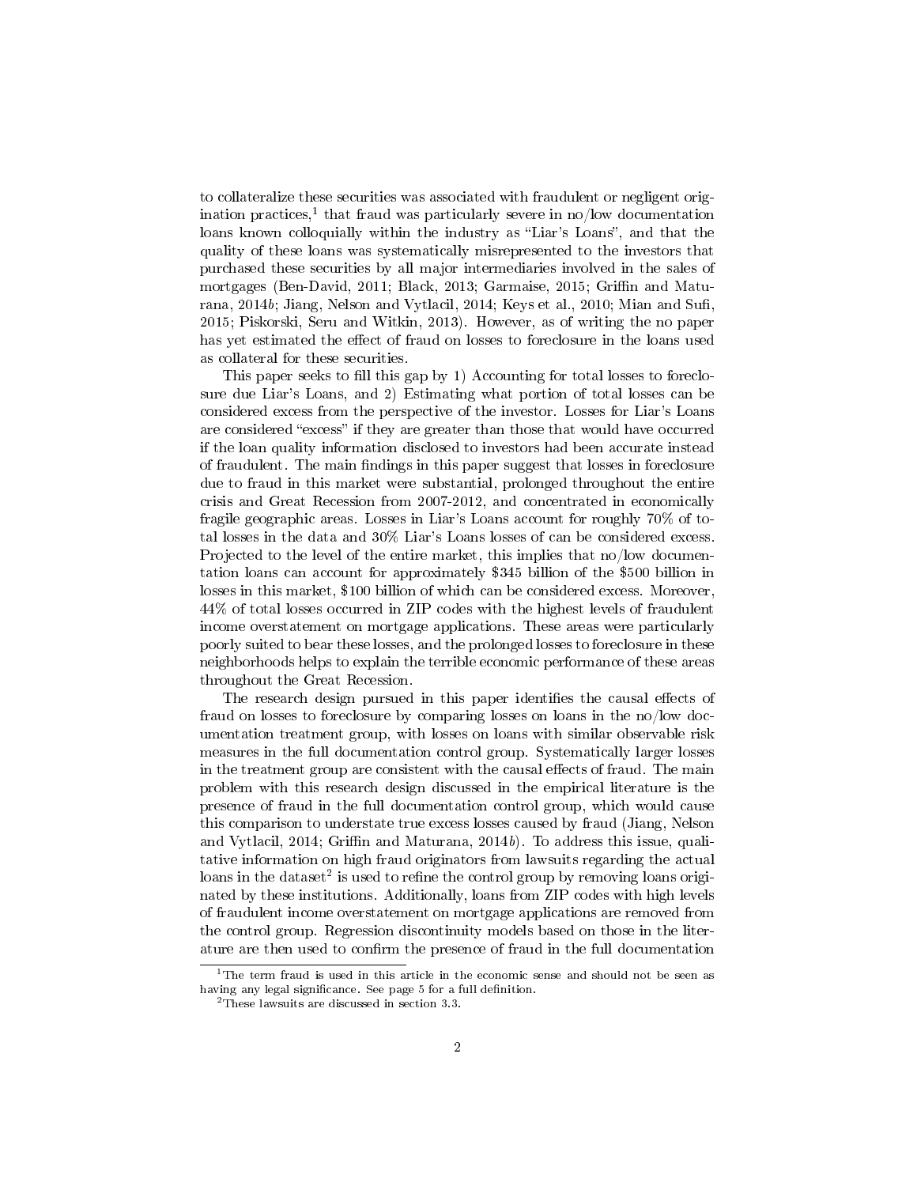to collateralize these securities was associated with fraudulent or negligent origination practices,[1] that fraud was particularly severe in no/low documentation loans known colloquially within the industry as "Liar's Loans", and that the quality of these loans was systematically misrepresented to the investors that purchased these securities by all major intermediaries involved in the sales of mortgages (Ben-David, 2011; Black, 2013; Garmaise, 2015; Griffin and Maturana, 2014*b*; Jiang, Nelson and Vytlacil, 2014; Keys et al., 2010; Mian and Sufi, 2015; Piskorski, Seru and Witkin, 2013). However, as of writing the no paper has yet estimated the effect of fraud on losses to foreclosure in the loans used as collateral for these securities.

This paper seeks to fill this gap by 1) Accounting for total losses to foreclosure due Liar's Loans, and 2) Estimating what portion of total losses can be considered excess from the perspective of the investor. Losses for Liar's Loans are considered "excess" if they are greater than those that would have occurred if the loan quality information disclosed to investors had been accurate instead of fraudulent. The main findings in this paper suggest that losses in foreclosure due to fraud in this market were substantial, prolonged throughout the entire crisis and Great Recession from 2007-2012, and concentrated in economically fragile geographic areas. Losses in Liar's Loans account for roughly 70% of total losses in the data and 30% Liar's Loans losses of can be considered excess. Projected to the level of the entire market, this implies that no/low documentation loans can account for approximately \$345 billion of the \$500 billion in losses in this market, \$100 billion of which can be considered excess. Moreover, 44% of total losses occurred in ZIP codes with the highest levels of fraudulent income overstatement on mortgage applications. These areas were particularly poorly suited to bear these losses, and the prolonged losses to foreclosure in these neighborhoods helps to explain the terrible economic performance of these areas throughout the Great Recession.

The research design pursued in this paper identifies the causal effects of fraud on losses to foreclosure by comparing losses on loans in the no/low documentation treatment group, with losses on loans with similar observable risk measures in the full documentation control group. Systematically larger losses in the treatment group are consistent with the causal effects of fraud. The main problem with this research design discussed in the empirical literature is the presence of fraud in the full documentation control group, which would cause this comparison to understate true excess losses caused by fraud (Jiang, Nelson and Vytlacil, 2014; Griffin and Maturana, 2014*b*). To address this issue, qualitative information on high fraud originators from lawsuits regarding the actual loans in the dataset[2] is used to refine the control group by removing loans originated by these institutions. Additionally, loans from ZIP codes with high levels of fraudulent income overstatement on mortgage applications are removed from the control group. Regression discontinuity models based on those in the literature are then used to confirm the presence of fraud in the full documentation

[1] The term fraud is used in this article in the economic sense and should not be seen as having any legal significance. See page 5 for a full definition.

[2] These lawsuits are discussed in section 3.3.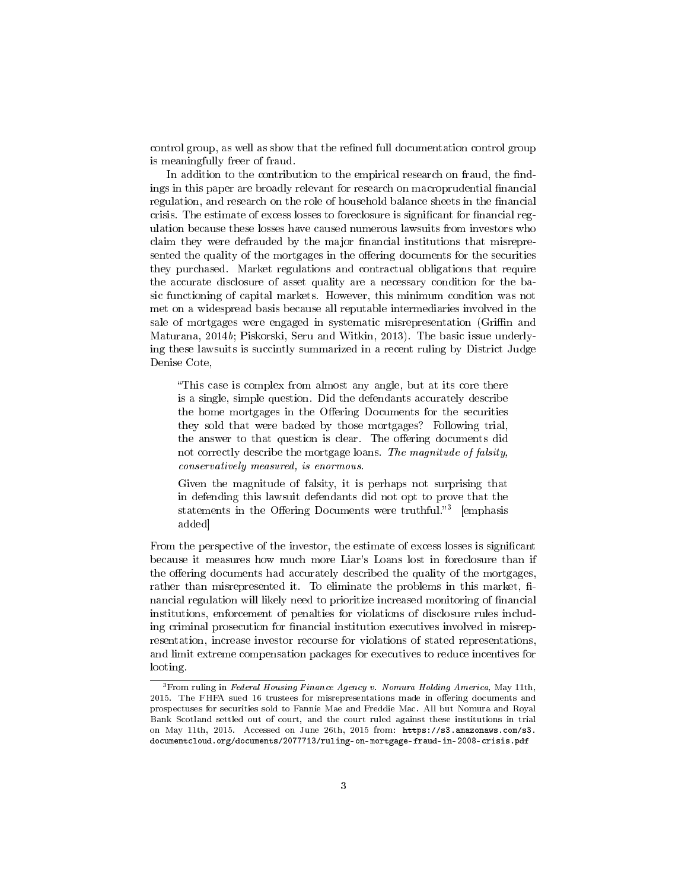control group, as well as show that the refined full documentation control group is meaningfully freer of fraud.

In addition to the contribution to the empirical research on fraud, the findings in this paper are broadly relevant for research on macroprudential financial regulation, and research on the role of household balance sheets in the financial crisis. The estimate of excess losses to foreclosure is significant for financial regulation because these losses have caused numerous lawsuits from investors who claim they were defrauded by the major financial institutions that misrepresented the quality of the mortgages in the offering documents for the securities they purchased. Market regulations and contractual obligations that require the accurate disclosure of asset quality are a necessary condition for the basic functioning of capital markets. However, this minimum condition was not met on a widespread basis because all reputable intermediaries involved in the sale of mortgages were engaged in systematic misrepresentation (Griffin and Maturana, 2014*b*; Piskorski, Seru and Witkin, 2013). The basic issue underlying these lawsuits is succintly summarized in a recent ruling by District Judge Denise Cote,

> "This case is complex from almost any angle, but at its core there is a single, simple question. Did the defendants accurately describe the home mortgages in the Offering Documents for the securities they sold that were backed by those mortgages? Following trial, the answer to that question is clear. The offering documents did not correctly describe the mortgage loans. *The magnitude of falsity, conservatively measured, is enormous.*
>
> Given the magnitude of falsity, it is perhaps not surprising that in defending this lawsuit defendants did not opt to prove that the statements in the Offering Documents were truthful."[3] [emphasis added]

From the perspective of the investor, the estimate of excess losses is significant because it measures how much more Liar's Loans lost in foreclosure than if the offering documents had accurately described the quality of the mortgages, rather than misrepresented it. To eliminate the problems in this market, financial regulation will likely need to prioritize increased monitoring of financial institutions, enforcement of penalties for violations of disclosure rules including criminal prosecution for financial institution executives involved in misrepresentation, increase investor recourse for violations of stated representations, and limit extreme compensation packages for executives to reduce incentives for looting.

[3] From ruling in *Federal Housing Finance Agency v. Nomura Holding America*, May 11th, 2015. The FHFA sued 16 trustees for misrepresentations made in offering documents and prospectuses for securities sold to Fannie Mae and Freddie Mac. All but Nomura and Royal Bank Scotland settled out of court, and the court ruled against these institutions in trial on May 11th, 2015. Accessed on June 26th, 2015 from: `https://s3.amazonaws.com/s3.documentcloud.org/documents/2077713/ruling-on-mortgage-fraud-in-2008-crisis.pdf`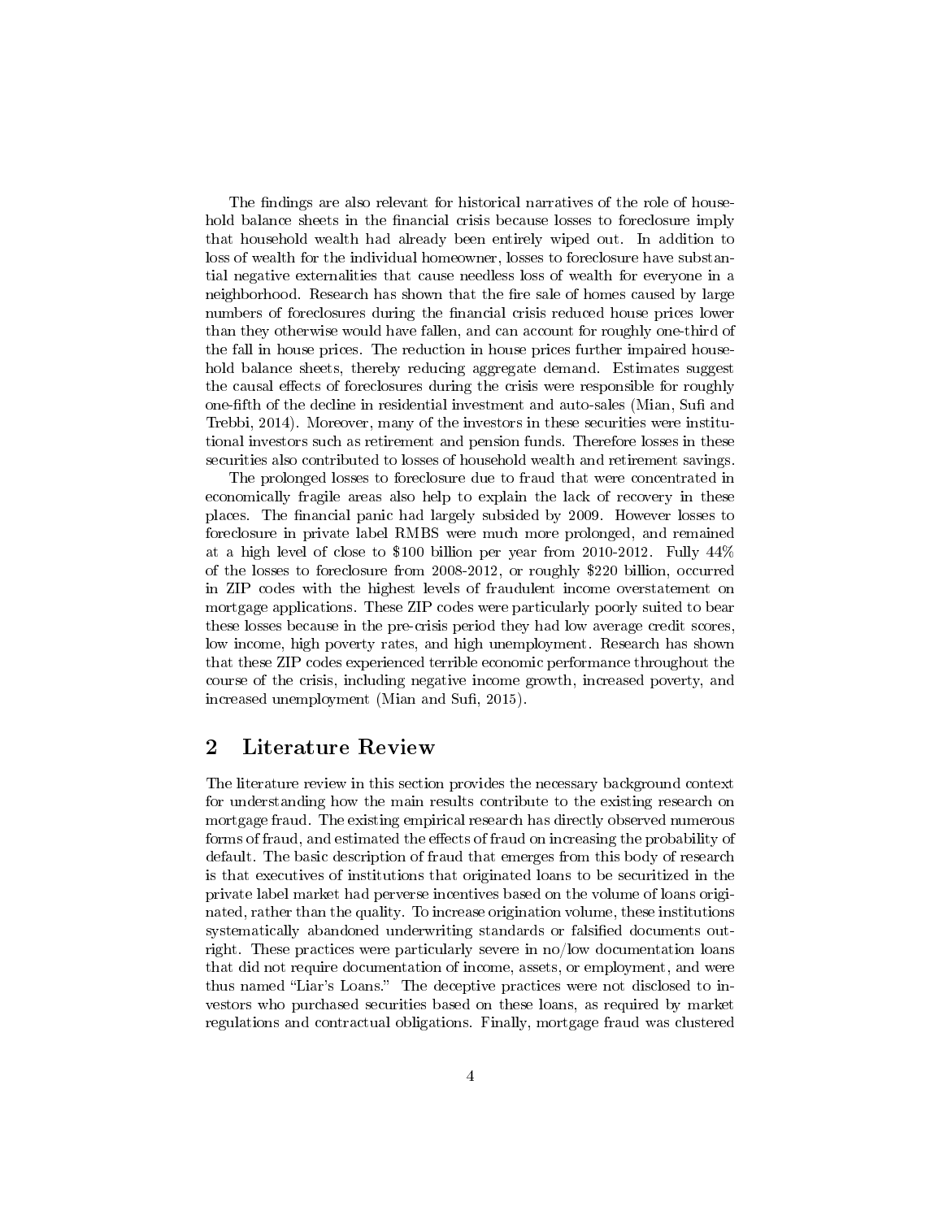The findings are also relevant for historical narratives of the role of household balance sheets in the financial crisis because losses to foreclosure imply that household wealth had already been entirely wiped out. In addition to loss of wealth for the individual homeowner, losses to foreclosure have substantial negative externalities that cause needless loss of wealth for everyone in a neighborhood. Research has shown that the fire sale of homes caused by large numbers of foreclosures during the financial crisis reduced house prices lower than they otherwise would have fallen, and can account for roughly one-third of the fall in house prices. The reduction in house prices further impaired household balance sheets, thereby reducing aggregate demand. Estimates suggest the causal effects of foreclosures during the crisis were responsible for roughly one-fifth of the decline in residential investment and auto-sales (Mian, Sufi and Trebbi, 2014). Moreover, many of the investors in these securities were institutional investors such as retirement and pension funds. Therefore losses in these securities also contributed to losses of household wealth and retirement savings.

The prolonged losses to foreclosure due to fraud that were concentrated in economically fragile areas also help to explain the lack of recovery in these places. The financial panic had largely subsided by 2009. However losses to foreclosure in private label RMBS were much more prolonged, and remained at a high level of close to $100 billion per year from 2010-2012. Fully 44% of the losses to foreclosure from 2008-2012, or roughly $220 billion, occurred in ZIP codes with the highest levels of fraudulent income overstatement on mortgage applications. These ZIP codes were particularly poorly suited to bear these losses because in the pre-crisis period they had low average credit scores, low income, high poverty rates, and high unemployment. Research has shown that these ZIP codes experienced terrible economic performance throughout the course of the crisis, including negative income growth, increased poverty, and increased unemployment (Mian and Sufi, 2015).

## 2 Literature Review

The literature review in this section provides the necessary background context for understanding how the main results contribute to the existing research on mortgage fraud. The existing empirical research has directly observed numerous forms of fraud, and estimated the effects of fraud on increasing the probability of default. The basic description of fraud that emerges from this body of research is that executives of institutions that originated loans to be securitized in the private label market had perverse incentives based on the volume of loans originated, rather than the quality. To increase origination volume, these institutions systematically abandoned underwriting standards or falsified documents outright. These practices were particularly severe in no/low documentation loans that did not require documentation of income, assets, or employment, and were thus named "Liar's Loans." The deceptive practices were not disclosed to investors who purchased securities based on these loans, as required by market regulations and contractual obligations. Finally, mortgage fraud was clustered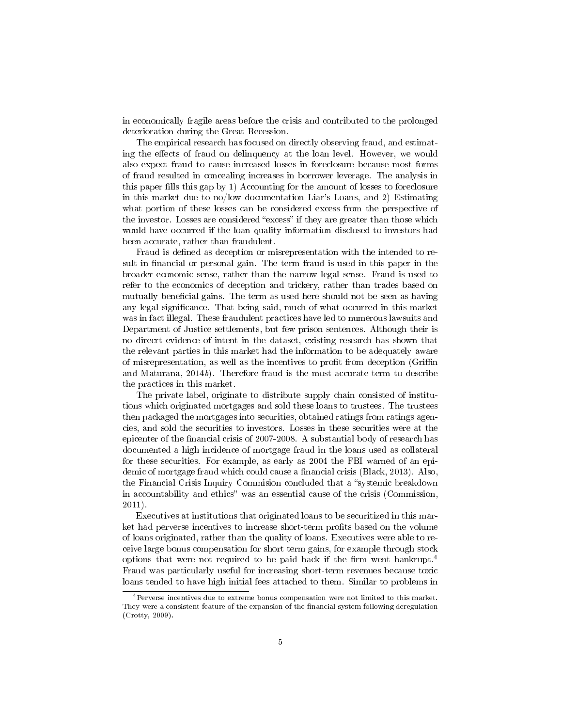in economically fragile areas before the crisis and contributed to the prolonged deterioration during the Great Recession.

The empirical research has focused on directly observing fraud, and estimating the effects of fraud on delinquency at the loan level. However, we would also expect fraud to cause increased losses in foreclosure because most forms of fraud resulted in concealing increases in borrower leverage. The analysis in this paper fills this gap by 1) Accounting for the amount of losses to foreclosure in this market due to no/low documentation Liar's Loans, and 2) Estimating what portion of these losses can be considered excess from the perspective of the investor. Losses are considered "excess" if they are greater than those which would have occurred if the loan quality information disclosed to investors had been accurate, rather than fraudulent.

Fraud is defined as deception or misrepresentation with the intended to result in financial or personal gain. The term fraud is used in this paper in the broader economic sense, rather than the narrow legal sense. Fraud is used to refer to the economics of deception and trickery, rather than trades based on mutually beneficial gains. The term as used here should not be seen as having any legal significance. That being said, much of what occurred in this market was in fact illegal. These fraudulent practices have led to numerous lawsuits and Department of Justice settlements, but few prison sentences. Although their is no direcrt evidence of intent in the dataset, existing research has shown that the relevant parties in this market had the information to be adequately aware of misrepresentation, as well as the incentives to profit from deception (Griffin and Maturana, 2014*b*). Therefore fraud is the most accurate term to describe the practices in this market.

The private label, originate to distribute supply chain consisted of institutions which originated mortgages and sold these loans to trustees. The trustees then packaged the mortgages into securities, obtained ratings from ratings agencies, and sold the securities to investors. Losses in these securities were at the epicenter of the financial crisis of 2007-2008. A substantial body of research has documented a high incidence of mortgage fraud in the loans used as collateral for these securities. For example, as early as 2004 the FBI warned of an epidemic of mortgage fraud which could cause a financial crisis (Black, 2013). Also, the Financial Crisis Inquiry Commision concluded that a "systemic breakdown in accountability and ethics" was an essential cause of the crisis (Commission, 2011).

Executives at institutions that originated loans to be securitized in this market had perverse incentives to increase short-term profits based on the volume of loans originated, rather than the quality of loans. Executives were able to receive large bonus compensation for short term gains, for example through stock options that were not required to be paid back if the firm went bankrupt.[4] Fraud was particularly useful for increasing short-term revenues because toxic loans tended to have high initial fees attached to them. Similar to problems in

[4] Perverse incentives due to extreme bonus compensation were not limited to this market. They were a consistent feature of the expansion of the financial system following deregulation (Crotty, 2009).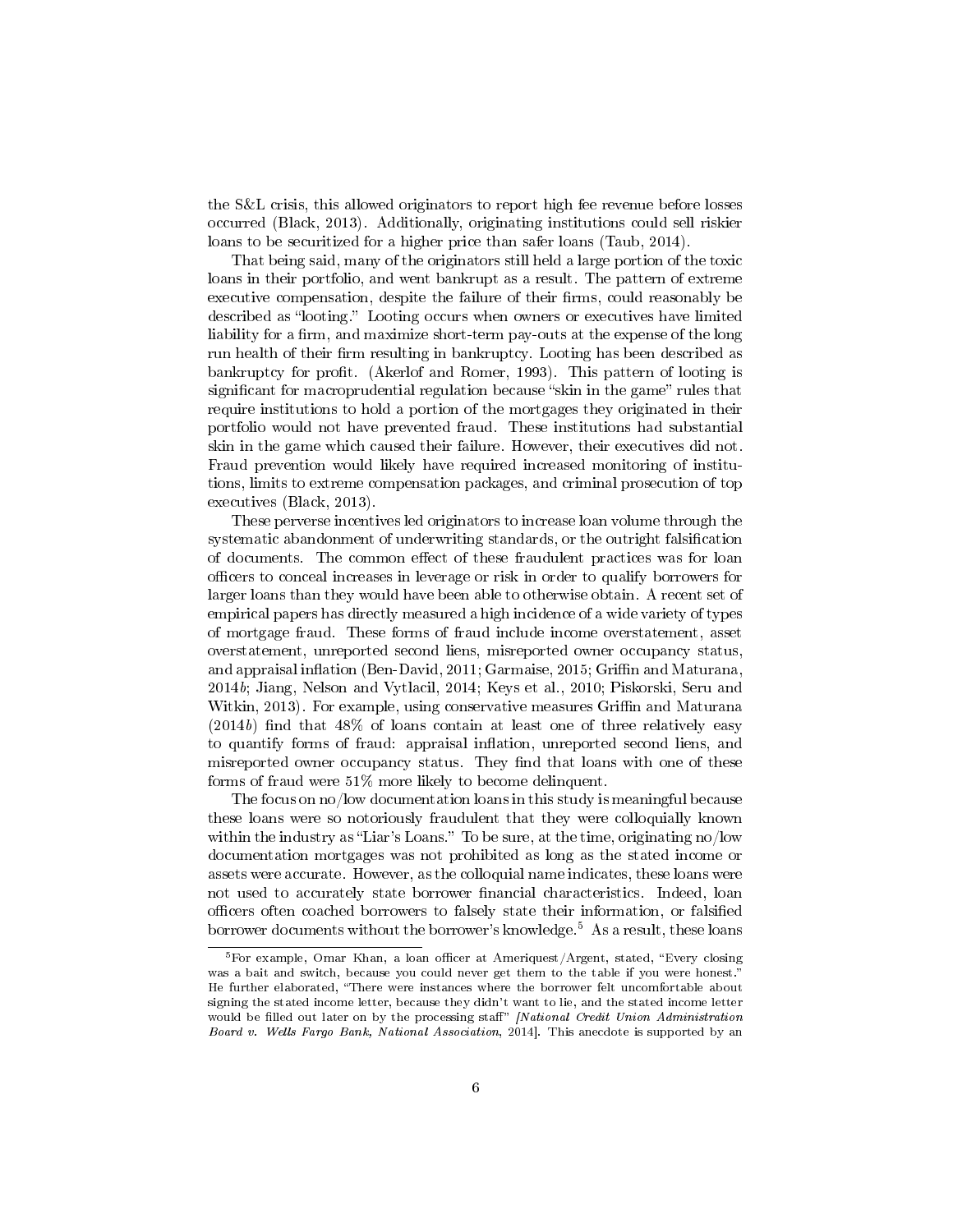the S&L crisis, this allowed originators to report high fee revenue before losses occurred (Black, 2013). Additionally, originating institutions could sell riskier loans to be securitized for a higher price than safer loans (Taub, 2014).

That being said, many of the originators still held a large portion of the toxic loans in their portfolio, and went bankrupt as a result. The pattern of extreme executive compensation, despite the failure of their firms, could reasonably be described as "looting." Looting occurs when owners or executives have limited liability for a firm, and maximize short-term pay-outs at the expense of the long run health of their firm resulting in bankruptcy. Looting has been described as bankruptcy for profit. (Akerlof and Romer, 1993). This pattern of looting is significant for macroprudential regulation because "skin in the game" rules that require institutions to hold a portion of the mortgages they originated in their portfolio would not have prevented fraud. These institutions had substantial skin in the game which caused their failure. However, their executives did not. Fraud prevention would likely have required increased monitoring of institutions, limits to extreme compensation packages, and criminal prosecution of top executives (Black, 2013).

These perverse incentives led originators to increase loan volume through the systematic abandonment of underwriting standards, or the outright falsification of documents. The common effect of these fraudulent practices was for loan officers to conceal increases in leverage or risk in order to qualify borrowers for larger loans than they would have been able to otherwise obtain. A recent set of empirical papers has directly measured a high incidence of a wide variety of types of mortgage fraud. These forms of fraud include income overstatement, asset overstatement, unreported second liens, misreported owner occupancy status, and appraisal inflation (Ben-David, 2011; Garmaise, 2015; Griffin and Maturana, 2014*b*; Jiang, Nelson and Vytlacil, 2014; Keys et al., 2010; Piskorski, Seru and Witkin, 2013). For example, using conservative measures Griffin and Maturana (2014*b*) find that 48% of loans contain at least one of three relatively easy to quantify forms of fraud: appraisal inflation, unreported second liens, and misreported owner occupancy status. They find that loans with one of these forms of fraud were 51% more likely to become delinquent.

The focus on no/low documentation loans in this study is meaningful because these loans were so notoriously fraudulent that they were colloquially known within the industry as "Liar's Loans." To be sure, at the time, originating no/low documentation mortgages was not prohibited as long as the stated income or assets were accurate. However, as the colloquial name indicates, these loans were not used to accurately state borrower financial characteristics. Indeed, loan officers often coached borrowers to falsely state their information, or falsified borrower documents without the borrower's knowledge.[5] As a result, these loans

[5]For example, Omar Khan, a loan officer at Ameriquest/Argent, stated, "Every closing was a bait and switch, because you could never get them to the table if you were honest." He further elaborated, "There were instances where the borrower felt uncomfortable about signing the stated income letter, because they didn't want to lie, and the stated income letter would be filled out later on by the processing staff" [*National Credit Union Administration Board v. Wells Fargo Bank, National Association*, 2014]. This anecdote is supported by an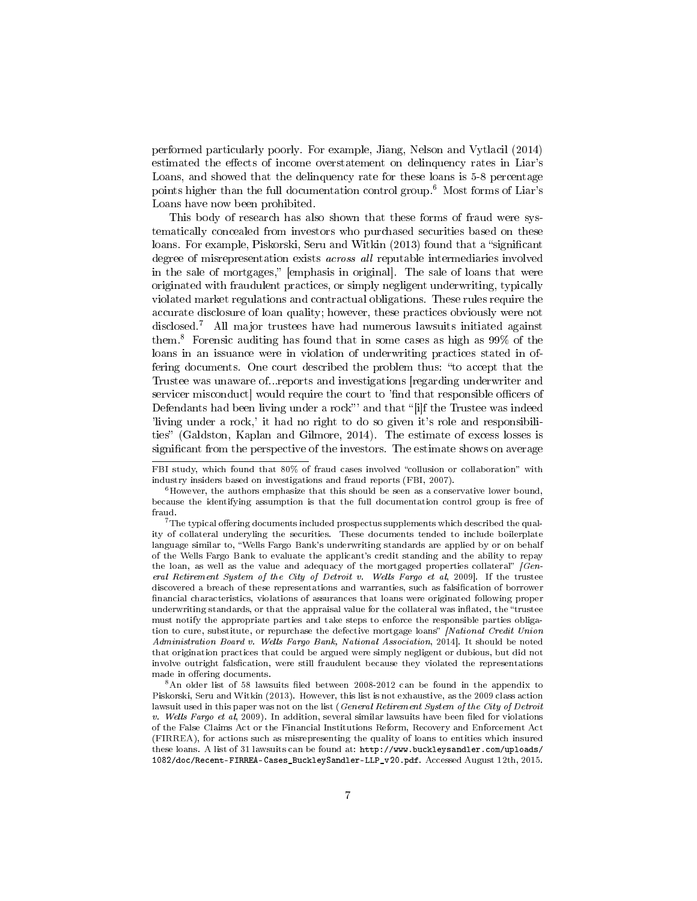performed particularly poorly. For example, Jiang, Nelson and Vytlacil (2014) estimated the effects of income overstatement on delinquency rates in Liar's Loans, and showed that the delinquency rate for these loans is 5-8 percentage points higher than the full documentation control group.[6] Most forms of Liar's Loans have now been prohibited.

This body of research has also shown that these forms of fraud were systematically concealed from investors who purchased securities based on these loans. For example, Piskorski, Seru and Witkin (2013) found that a "significant degree of misrepresentation exists *across all* reputable intermediaries involved in the sale of mortgages," [emphasis in original]. The sale of loans that were originated with fraudulent practices, or simply negligent underwriting, typically violated market regulations and contractual obligations. These rules require the accurate disclosure of loan quality; however, these practices obviously were not disclosed.[7] All major trustees have had numerous lawsuits initiated against them.[8] Forensic auditing has found that in some cases as high as 99% of the loans in an issuance were in violation of underwriting practices stated in offering documents. One court described the problem thus: "to accept that the Trustee was unaware of...reports and investigations [regarding underwriter and servicer misconduct] would require the court to 'find that responsible officers of Defendants had been living under a rock"' and that "[i]f the Trustee was indeed 'living under a rock,' it had no right to do so given it's role and responsibilities" (Galdston, Kaplan and Gilmore, 2014). The estimate of excess losses is significant from the perspective of the investors. The estimate shows on average

---

FBI study, which found that 80% of fraud cases involved "collusion or collaboration" with industry insiders based on investigations and fraud reports (FBI, 2007).

[6] However, the authors emphasize that this should be seen as a conservative lower bound, because the identifying assumption is that the full documentation control group is free of fraud.

[7] The typical offering documents included prospectus supplements which described the quality of collateral underyling the securities. These documents tended to include boilerplate language similar to, "Wells Fargo Bank's underwriting standards are applied by or on behalf of the Wells Fargo Bank to evaluate the applicant's credit standing and the ability to repay the loan, as well as the value and adequacy of the mortgaged properties collateral" [*General Retirement System of the City of Detroit v. Wells Fargo et al*, 2009]. If the trustee discovered a breach of these representations and warranties, such as falsification of borrower financial characteristics, violations of assurances that loans were originated following proper underwriting standards, or that the appraisal value for the collateral was inflated, the "trustee must notify the appropriate parties and take steps to enforce the responsible parties obligation to cure, substitute, or repurchase the defective mortgage loans" [*National Credit Union Administration Board v. Wells Fargo Bank, National Association*, 2014]. It should be noted that origination practices that could be argued were simply negligent or dubious, but did not involve outright falsfication, were still fraudulent because they violated the representations made in offering documents.

[8] An older list of 58 lawsuits filed between 2008-2012 can be found in the appendix to Piskorski, Seru and Witkin (2013). However, this list is not exhaustive, as the 2009 class action lawsuit used in this paper was not on the list (*General Retirement System of the City of Detroit v. Wells Fargo et al*, 2009). In addition, several similar lawsuits have been filed for violations of the False Claims Act or the Financial Institutions Reform, Recovery and Enforcement Act (FIRREA), for actions such as misrepresenting the quality of loans to entities which insured these loans. A list of 31 lawsuits can be found at: `http://www.buckleysandler.com/uploads/1082/doc/Recent-FIRREA-Cases_BuckleySandler-LLP_v20.pdf`. Accessed August 12th, 2015.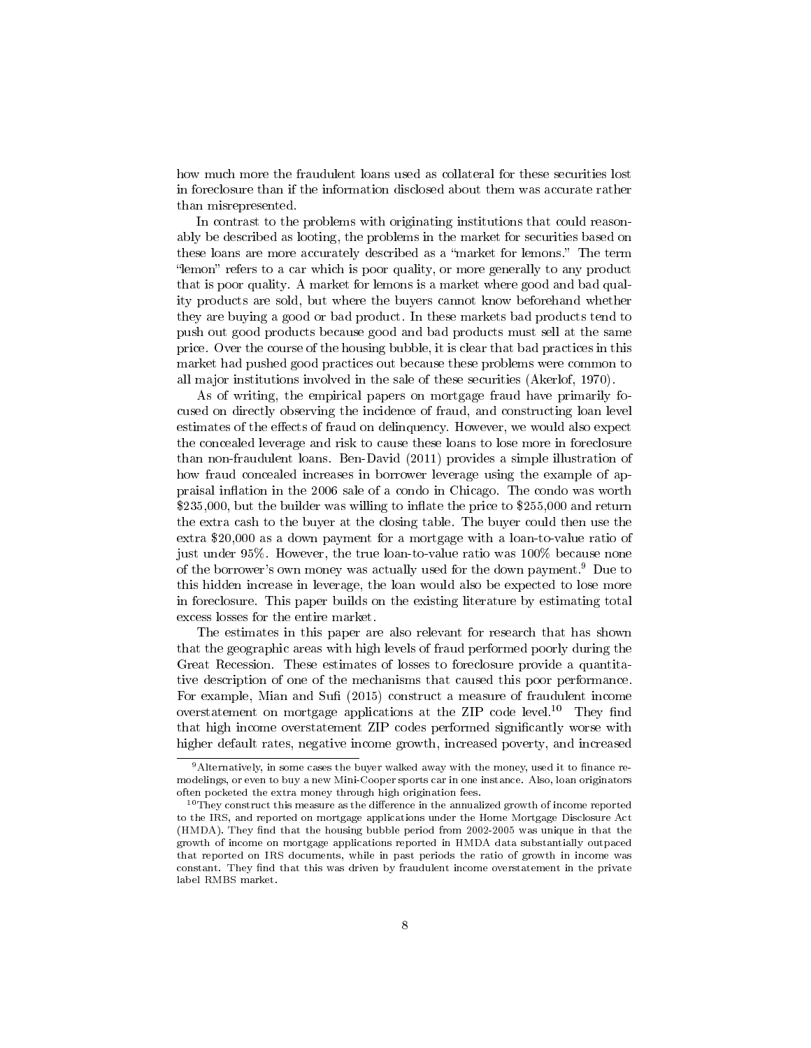how much more the fraudulent loans used as collateral for these securities lost in foreclosure than if the information disclosed about them was accurate rather than misrepresented.

In contrast to the problems with originating institutions that could reasonably be described as looting, the problems in the market for securities based on these loans are more accurately described as a "market for lemons." The term "lemon" refers to a car which is poor quality, or more generally to any product that is poor quality. A market for lemons is a market where good and bad quality products are sold, but where the buyers cannot know beforehand whether they are buying a good or bad product. In these markets bad products tend to push out good products because good and bad products must sell at the same price. Over the course of the housing bubble, it is clear that bad practices in this market had pushed good practices out because these problems were common to all major institutions involved in the sale of these securities (Akerlof, 1970).

As of writing, the empirical papers on mortgage fraud have primarily focused on directly observing the incidence of fraud, and constructing loan level estimates of the effects of fraud on delinquency. However, we would also expect the concealed leverage and risk to cause these loans to lose more in foreclosure than non-fraudulent loans. Ben-David (2011) provides a simple illustration of how fraud concealed increases in borrower leverage using the example of appraisal inflation in the 2006 sale of a condo in Chicago. The condo was worth $235,000, but the builder was willing to inflate the price to $255,000 and return the extra cash to the buyer at the closing table. The buyer could then use the extra $20,000 as a down payment for a mortgage with a loan-to-value ratio of just under 95%. However, the true loan-to-value ratio was 100% because none of the borrower's own money was actually used for the down payment.[9] Due to this hidden increase in leverage, the loan would also be expected to lose more in foreclosure. This paper builds on the existing literature by estimating total excess losses for the entire market.

The estimates in this paper are also relevant for research that has shown that the geographic areas with high levels of fraud performed poorly during the Great Recession. These estimates of losses to foreclosure provide a quantitative description of one of the mechanisms that caused this poor performance. For example, Mian and Sufi (2015) construct a measure of fraudulent income overstatement on mortgage applications at the ZIP code level.[10] They find that high income overstatement ZIP codes performed significantly worse with higher default rates, negative income growth, increased poverty, and increased

[9] Alternatively, in some cases the buyer walked away with the money, used it to finance remodelings, or even to buy a new Mini-Cooper sports car in one instance. Also, loan originators often pocketed the extra money through high origination fees.

[10] They construct this measure as the difference in the annualized growth of income reported to the IRS, and reported on mortgage applications under the Home Mortgage Disclosure Act (HMDA). They find that the housing bubble period from 2002-2005 was unique in that the growth of income on mortgage applications reported in HMDA data substantially outpaced that reported on IRS documents, while in past periods the ratio of growth in income was constant. They find that this was driven by fraudulent income overstatement in the private label RMBS market.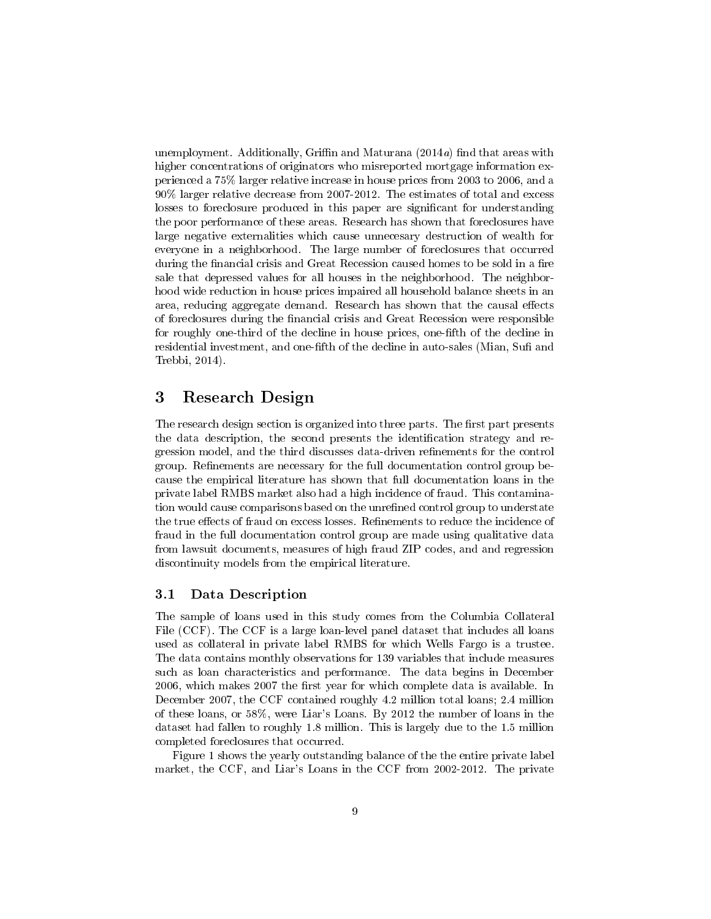unemployment. Additionally, Griffin and Maturana (2014*a*) find that areas with higher concentrations of originators who misreported mortgage information experienced a 75% larger relative increase in house prices from 2003 to 2006, and a 90% larger relative decrease from 2007-2012. The estimates of total and excess losses to foreclosure produced in this paper are significant for understanding the poor performance of these areas. Research has shown that foreclosures have large negative externalities which cause unnecesary destruction of wealth for everyone in a neighborhood. The large number of foreclosures that occurred during the financial crisis and Great Recession caused homes to be sold in a fire sale that depressed values for all houses in the neighborhood. The neighborhood wide reduction in house prices impaired all household balance sheets in an area, reducing aggregate demand. Research has shown that the causal effects of foreclosures during the financial crisis and Great Recession were responsible for roughly one-third of the decline in house prices, one-fifth of the decline in residential investment, and one-fifth of the decline in auto-sales (Mian, Sufi and Trebbi, 2014).

# 3 Research Design

The research design section is organized into three parts. The first part presents the data description, the second presents the identification strategy and regression model, and the third discusses data-driven refinements for the control group. Refinements are necessary for the full documentation control group because the empirical literature has shown that full documentation loans in the private label RMBS market also had a high incidence of fraud. This contamination would cause comparisons based on the unrefined control group to understate the true effects of fraud on excess losses. Refinements to reduce the incidence of fraud in the full documentation control group are made using qualitative data from lawsuit documents, measures of high fraud ZIP codes, and and regression discontinuity models from the empirical literature.

## 3.1 Data Description

The sample of loans used in this study comes from the Columbia Collateral File (CCF). The CCF is a large loan-level panel dataset that includes all loans used as collateral in private label RMBS for which Wells Fargo is a trustee. The data contains monthly observations for 139 variables that include measures such as loan characteristics and performance. The data begins in December 2006, which makes 2007 the first year for which complete data is available. In December 2007, the CCF contained roughly 4.2 million total loans; 2.4 million of these loans, or 58%, were Liar's Loans. By 2012 the number of loans in the dataset had fallen to roughly 1.8 million. This is largely due to the 1.5 million completed foreclosures that occurred.

Figure 1 shows the yearly outstanding balance of the the entire private label market, the CCF, and Liar's Loans in the CCF from 2002-2012. The private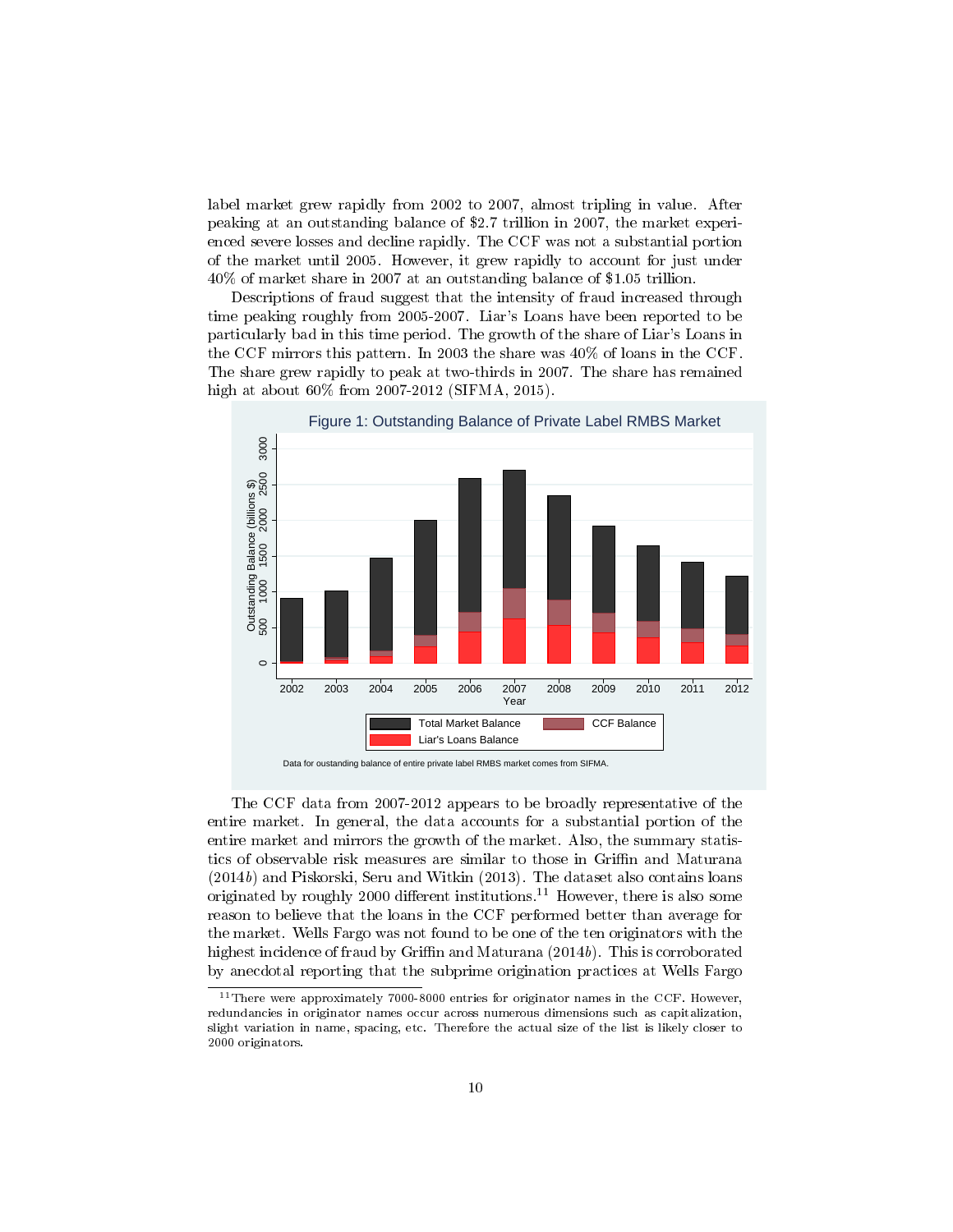label market grew rapidly from 2002 to 2007, almost tripling in value. After peaking at an outstanding balance of $2.7 trillion in 2007, the market experienced severe losses and decline rapidly. The CCF was not a substantial portion of the market until 2005. However, it grew rapidly to account for just under 40% of market share in 2007 at an outstanding balance of $1.05 trillion.

Descriptions of fraud suggest that the intensity of fraud increased through time peaking roughly from 2005-2007. Liar's Loans have been reported to be particularly bad in this time period. The growth of the share of Liar's Loans in the CCF mirrors this pattern. In 2003 the share was 40% of loans in the CCF. The share grew rapidly to peak at two-thirds in 2007. The share has remained high at about 60% from 2007-2012 (SIFMA, 2015).

Figure 1: Outstanding Balance of Private Label RMBS Market

Data for oustanding balance of entire private label RMBS market comes from SIFMA.

The CCF data from 2007-2012 appears to be broadly representative of the entire market. In general, the data accounts for a substantial portion of the entire market and mirrors the growth of the market. Also, the summary statistics of observable risk measures are similar to those in Griffin and Maturana (2014*b*) and Piskorski, Seru and Witkin (2013). The dataset also contains loans originated by roughly 2000 different institutions.[11] However, there is also some reason to believe that the loans in the CCF performed better than average for the market. Wells Fargo was not found to be one of the ten originators with the highest incidence of fraud by Griffin and Maturana (2014*b*). This is corroborated by anecdotal reporting that the subprime origination practices at Wells Fargo

[11] There were approximately 7000-8000 entries for originator names in the CCF. However, redundancies in originator names occur across numerous dimensions such as capitalization, slight variation in name, spacing, etc. Therefore the actual size of the list is likely closer to 2000 originators.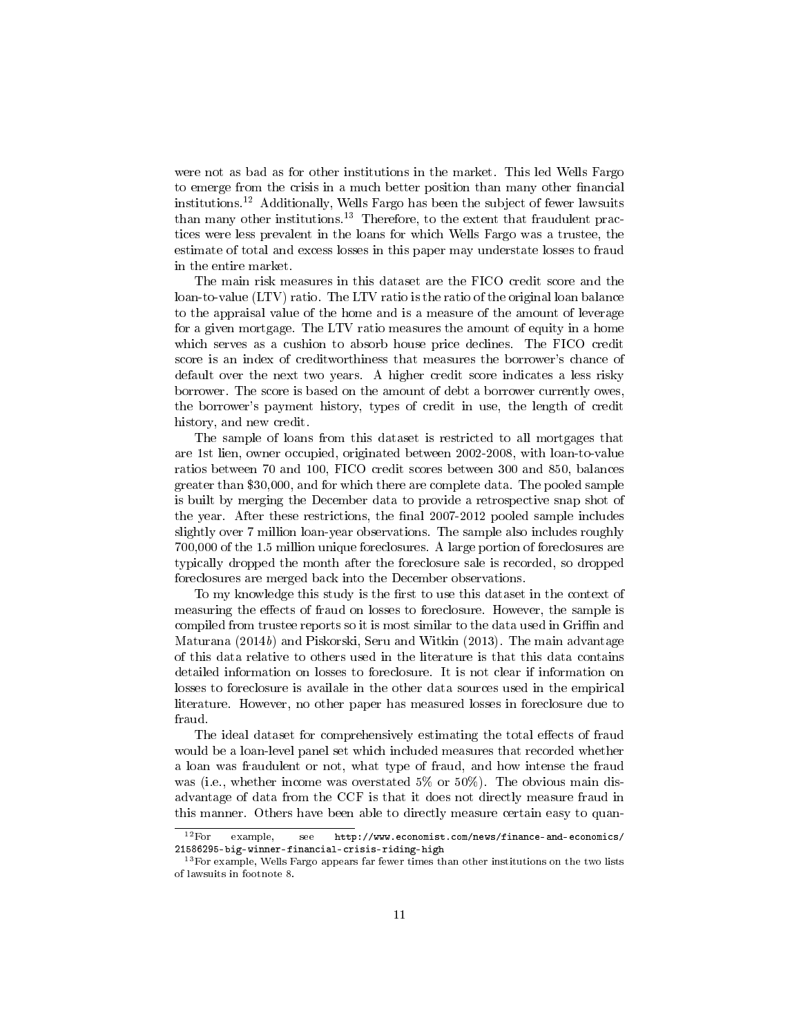were not as bad as for other institutions in the market. This led Wells Fargo to emerge from the crisis in a much better position than many other financial institutions.[12] Additionally, Wells Fargo has been the subject of fewer lawsuits than many other institutions.[13] Therefore, to the extent that fraudulent practices were less prevalent in the loans for which Wells Fargo was a trustee, the estimate of total and excess losses in this paper may understate losses to fraud in the entire market.

The main risk measures in this dataset are the FICO credit score and the loan-to-value (LTV) ratio. The LTV ratio is the ratio of the original loan balance to the appraisal value of the home and is a measure of the amount of leverage for a given mortgage. The LTV ratio measures the amount of equity in a home which serves as a cushion to absorb house price declines. The FICO credit score is an index of creditworthiness that measures the borrower's chance of default over the next two years. A higher credit score indicates a less risky borrower. The score is based on the amount of debt a borrower currently owes, the borrower's payment history, types of credit in use, the length of credit history, and new credit.

The sample of loans from this dataset is restricted to all mortgages that are 1st lien, owner occupied, originated between 2002-2008, with loan-to-value ratios between 70 and 100, FICO credit scores between 300 and 850, balances greater than $30,000, and for which there are complete data. The pooled sample is built by merging the December data to provide a retrospective snap shot of the year. After these restrictions, the final 2007-2012 pooled sample includes slightly over 7 million loan-year observations. The sample also includes roughly 700,000 of the 1.5 million unique foreclosures. A large portion of foreclosures are typically dropped the month after the foreclosure sale is recorded, so dropped foreclosures are merged back into the December observations.

To my knowledge this study is the first to use this dataset in the context of measuring the effects of fraud on losses to foreclosure. However, the sample is compiled from trustee reports so it is most similar to the data used in Griffin and Maturana (2014*b*) and Piskorski, Seru and Witkin (2013). The main advantage of this data relative to others used in the literature is that this data contains detailed information on losses to foreclosure. It is not clear if information on losses to foreclosure is availale in the other data sources used in the empirical literature. However, no other paper has measured losses in foreclosure due to fraud.

The ideal dataset for comprehensively estimating the total effects of fraud would be a loan-level panel set which included measures that recorded whether a loan was fraudulent or not, what type of fraud, and how intense the fraud was (i.e., whether income was overstated 5% or 50%). The obvious main disadvantage of data from the CCF is that it does not directly measure fraud in this manner. Others have been able to directly measure certain easy to quan-

---

[12] For example, see `http://www.economist.com/news/finance-and-economics/21586295-big-winner-financial-crisis-riding-high`

[13] For example, Wells Fargo appears far fewer times than other institutions on the two lists of lawsuits in footnote 8.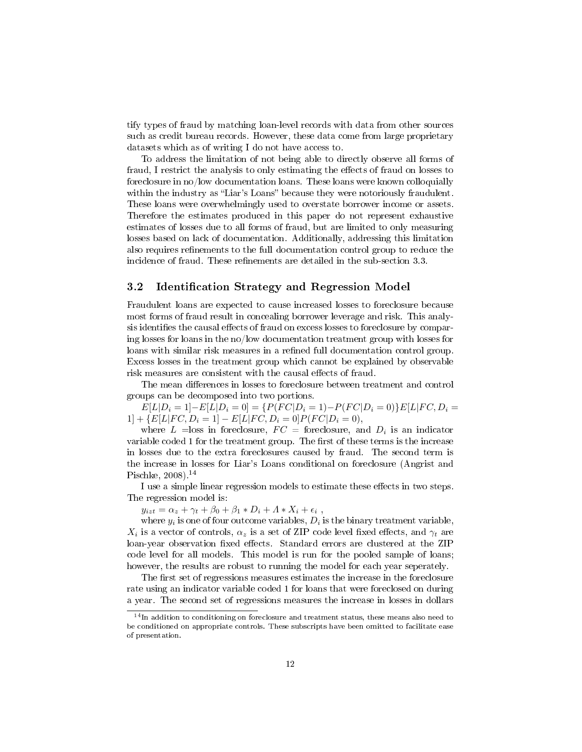tify types of fraud by matching loan-level records with data from other sources such as credit bureau records. However, these data come from large proprietary datasets which as of writing I do not have access to.

To address the limitation of not being able to directly observe all forms of fraud, I restrict the analysis to only estimating the effects of fraud on losses to foreclosure in no/low documentation loans. These loans were known colloquially within the industry as "Liar's Loans" because they were notoriously fraudulent. These loans were overwhelmingly used to overstate borrower income or assets. Therefore the estimates produced in this paper do not represent exhaustive estimates of losses due to all forms of fraud, but are limited to only measuring losses based on lack of documentation. Additionally, addressing this limitation also requires refinements to the full documentation control group to reduce the incidence of fraud. These refinements are detailed in the sub-section 3.3.

### 3.2 Identification Strategy and Regression Model

Fraudulent loans are expected to cause increased losses to foreclosure because most forms of fraud result in concealing borrower leverage and risk. This analysis identifies the causal effects of fraud on excess losses to foreclosure by comparing losses for loans in the no/low documentation treatment group with losses for loans with similar risk measures in a refined full documentation control group. Excess losses in the treatment group which cannot be explained by observable risk measures are consistent with the causal effects of fraud.

The mean differences in losses to foreclosure between treatment and control groups can be decomposed into two portions.

$E[L|D_i = 1] - E[L|D_i = 0] = \{P(FC|D_i = 1) - P(FC|D_i = 0)\}E[L|FC, D_i = 1] + \{E[L|FC, D_i = 1] - E[L|FC, D_i = 0]P(FC|D_i = 0)$,

where $L$ =loss in foreclosure, $FC$ = foreclosure, and $D_i$ is an indicator variable coded 1 for the treatment group. The first of these terms is the increase in losses due to the extra foreclosures caused by fraud. The second term is the increase in losses for Liar's Loans conditional on foreclosure (Angrist and Pischke, 2008).[14]

I use a simple linear regression models to estimate these effects in two steps. The regression model is:

$y_{izt} = \alpha_z + \gamma_t + \beta_0 + \beta_1 * D_i + \Lambda * X_i + \epsilon_i$ ,

where $y_i$ is one of four outcome variables, $D_i$ is the binary treatment variable, $X_i$ is a vector of controls, $\alpha_z$ is a set of ZIP code level fixed effects, and $\gamma_t$ are loan-year observation fixed effects. Standard errors are clustered at the ZIP code level for all models. This model is run for the pooled sample of loans; however, the results are robust to running the model for each year seperately.

The first set of regressions measures estimates the increase in the foreclosure rate using an indicator variable coded 1 for loans that were foreclosed on during a year. The second set of regressions measures the increase in losses in dollars

[14] In addition to conditioning on foreclosure and treatment status, these means also need to be conditioned on appropriate controls. These subscripts have been omitted to facilitate ease of presentation.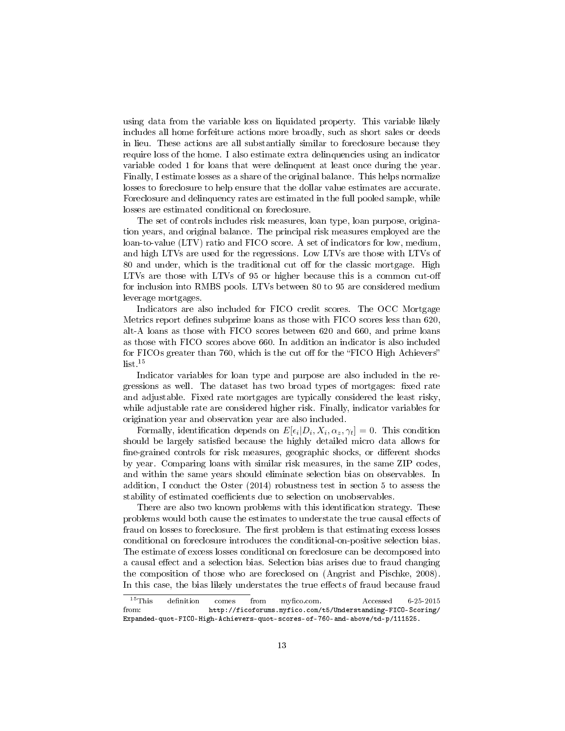using data from the variable loss on liquidated property. This variable likely includes all home forfeiture actions more broadly, such as short sales or deeds in lieu. These actions are all substantially similar to foreclosure because they require loss of the home. I also estimate extra delinquencies using an indicator variable coded 1 for loans that were delinquent at least once during the year. Finally, I estimate losses as a share of the original balance. This helps normalize losses to foreclosure to help ensure that the dollar value estimates are accurate. Foreclosure and delinquency rates are estimated in the full pooled sample, while losses are estimated conditional on foreclosure.

The set of controls includes risk measures, loan type, loan purpose, origination years, and original balance. The principal risk measures employed are the loan-to-value (LTV) ratio and FICO score. A set of indicators for low, medium, and high LTVs are used for the regressions. Low LTVs are those with LTVs of 80 and under, which is the traditional cut off for the classic mortgage. High LTVs are those with LTVs of 95 or higher because this is a common cut-off for inclusion into RMBS pools. LTVs between 80 to 95 are considered medium leverage mortgages.

Indicators are also included for FICO credit scores. The OCC Mortgage Metrics report defines subprime loans as those with FICO scores less than 620, alt-A loans as those with FICO scores between 620 and 660, and prime loans as those with FICO scores above 660. In addition an indicator is also included for FICOs greater than 760, which is the cut off for the "FICO High Achievers" list.[15]

Indicator variables for loan type and purpose are also included in the regressions as well. The dataset has two broad types of mortgages: fixed rate and adjustable. Fixed rate mortgages are typically considered the least risky, while adjustable rate are considered higher risk. Finally, indicator variables for origination year and observation year are also included.

Formally, identification depends on $E[\epsilon_i | D_i, X_i, \alpha_z, \gamma_t] = 0$. This condition should be largely satisfied because the highly detailed micro data allows for fine-grained controls for risk measures, geographic shocks, or different shocks by year. Comparing loans with similar risk measures, in the same ZIP codes, and within the same years should eliminate selection bias on observables. In addition, I conduct the Oster (2014) robustness test in section 5 to assess the stability of estimated coefficients due to selection on unobservables.

There are also two known problems with this identification strategy. These problems would both cause the estimates to understate the true causal effects of fraud on losses to foreclosure. The first problem is that estimating excess losses conditional on foreclosure introduces the conditional-on-positive selection bias. The estimate of excess losses conditional on foreclosure can be decomposed into a causal effect and a selection bias. Selection bias arises due to fraud changing the composition of those who are foreclosed on (Angrist and Pischke, 2008). In this case, the bias likely understates the true effects of fraud because fraud

[15] This definition comes from myfico.com. Accessed 6-25-2015 from: http://ficoforums.myfico.com/t5/Understanding-FICO-Scoring/Expanded-quot-FICO-High-Achievers-quot-scores-of-760-and-above/td-p/111525.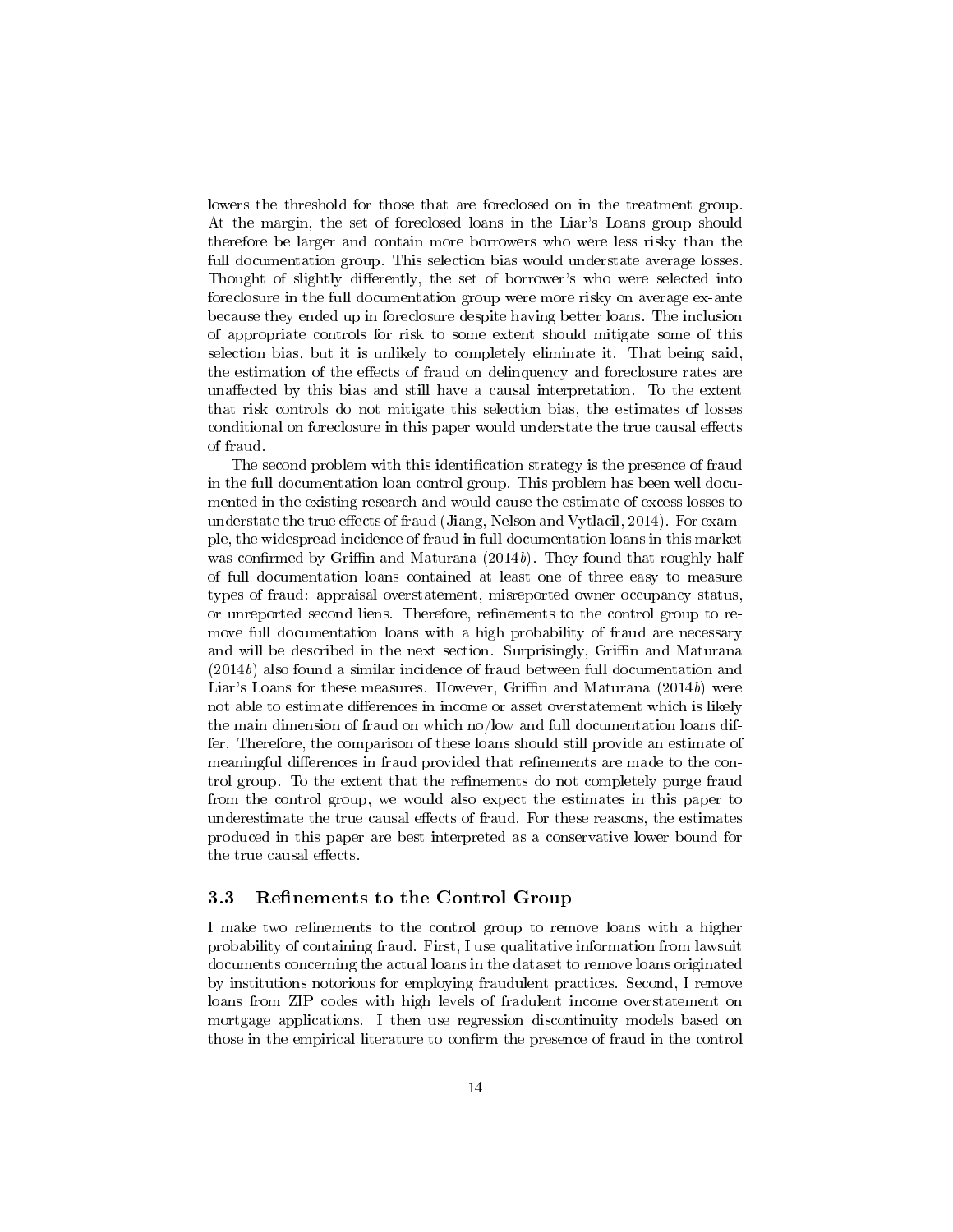lowers the threshold for those that are foreclosed on in the treatment group. At the margin, the set of foreclosed loans in the Liar's Loans group should therefore be larger and contain more borrowers who were less risky than the full documentation group. This selection bias would understate average losses. Thought of slightly differently, the set of borrower's who were selected into foreclosure in the full documentation group were more risky on average ex-ante because they ended up in foreclosure despite having better loans. The inclusion of appropriate controls for risk to some extent should mitigate some of this selection bias, but it is unlikely to completely eliminate it. That being said, the estimation of the effects of fraud on delinquency and foreclosure rates are unaffected by this bias and still have a causal interpretation. To the extent that risk controls do not mitigate this selection bias, the estimates of losses conditional on foreclosure in this paper would understate the true causal effects of fraud.

The second problem with this identification strategy is the presence of fraud in the full documentation loan control group. This problem has been well documented in the existing research and would cause the estimate of excess losses to understate the true effects of fraud (Jiang, Nelson and Vytlacil, 2014). For example, the widespread incidence of fraud in full documentation loans in this market was confirmed by Griffin and Maturana (2014*b*). They found that roughly half of full documentation loans contained at least one of three easy to measure types of fraud: appraisal overstatement, misreported owner occupancy status, or unreported second liens. Therefore, refinements to the control group to remove full documentation loans with a high probability of fraud are necessary and will be described in the next section. Surprisingly, Griffin and Maturana (2014*b*) also found a similar incidence of fraud between full documentation and Liar's Loans for these measures. However, Griffin and Maturana (2014*b*) were not able to estimate differences in income or asset overstatement which is likely the main dimension of fraud on which no/low and full documentation loans differ. Therefore, the comparison of these loans should still provide an estimate of meaningful differences in fraud provided that refinements are made to the control group. To the extent that the refinements do not completely purge fraud from the control group, we would also expect the estimates in this paper to underestimate the true causal effects of fraud. For these reasons, the estimates produced in this paper are best interpreted as a conservative lower bound for the true causal effects.

### 3.3 Refinements to the Control Group

I make two refinements to the control group to remove loans with a higher probability of containing fraud. First, I use qualitative information from lawsuit documents concerning the actual loans in the dataset to remove loans originated by institutions notorious for employing fraudulent practices. Second, I remove loans from ZIP codes with high levels of fradulent income overstatement on mortgage applications. I then use regression discontinuity models based on those in the empirical literature to confirm the presence of fraud in the control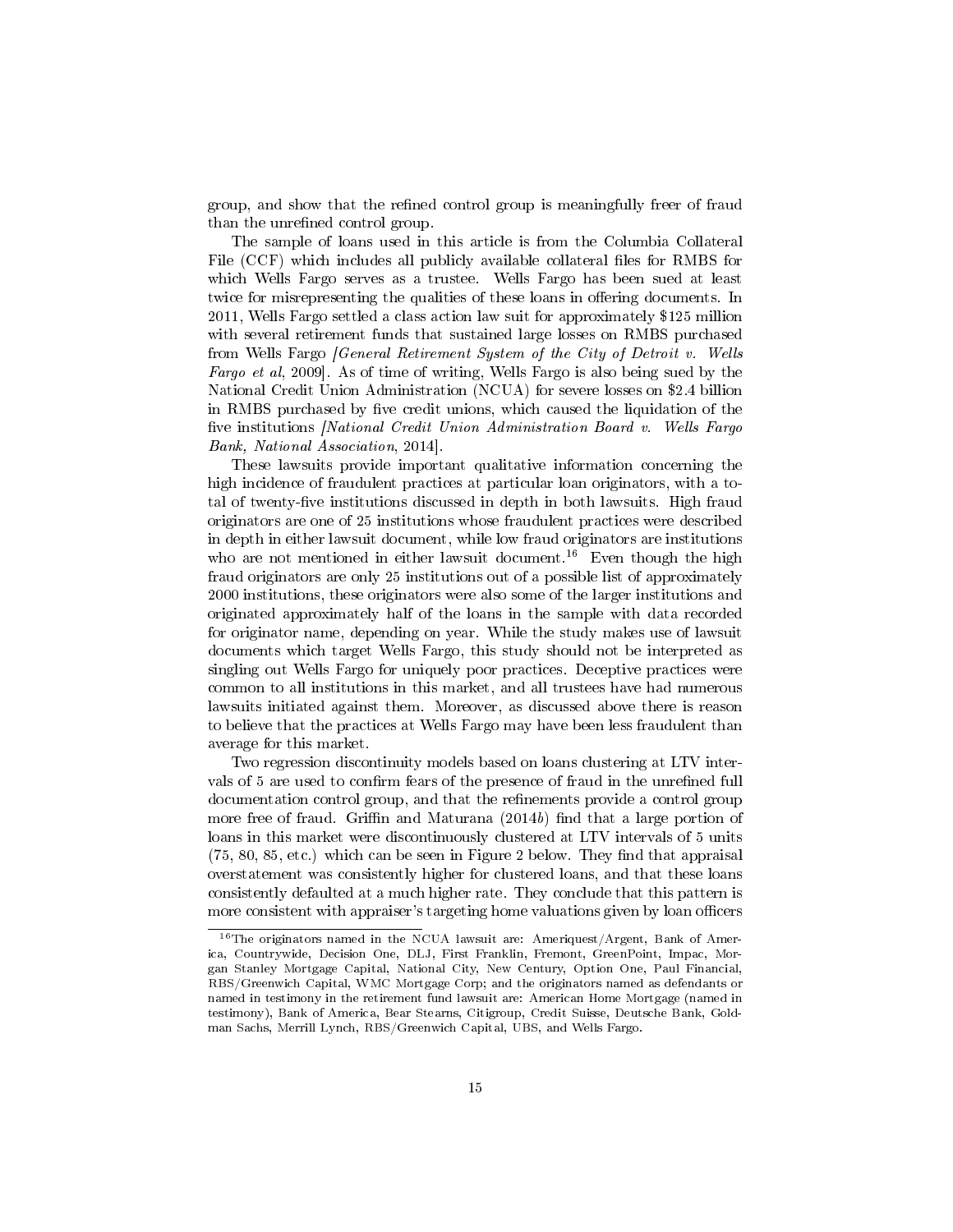group, and show that the refined control group is meaningfully freer of fraud than the unrefined control group.

The sample of loans used in this article is from the Columbia Collateral File (CCF) which includes all publicly available collateral files for RMBS for which Wells Fargo serves as a trustee. Wells Fargo has been sued at least twice for misrepresenting the qualities of these loans in offering documents. In 2011, Wells Fargo settled a class action law suit for approximately $125 million with several retirement funds that sustained large losses on RMBS purchased from Wells Fargo [*General Retirement System of the City of Detroit v. Wells Fargo et al*, 2009]. As of time of writing, Wells Fargo is also being sued by the National Credit Union Administration (NCUA) for severe losses on $2.4 billion in RMBS purchased by five credit unions, which caused the liquidation of the five institutions [*National Credit Union Administration Board v. Wells Fargo Bank, National Association*, 2014].

These lawsuits provide important qualitative information concerning the high incidence of fraudulent practices at particular loan originators, with a total of twenty-five institutions discussed in depth in both lawsuits. High fraud originators are one of 25 institutions whose fraudulent practices were described in depth in either lawsuit document, while low fraud originators are institutions who are not mentioned in either lawsuit document.[16] Even though the high fraud originators are only 25 institutions out of a possible list of approximately 2000 institutions, these originators were also some of the larger institutions and originated approximately half of the loans in the sample with data recorded for originator name, depending on year. While the study makes use of lawsuit documents which target Wells Fargo, this study should not be interpreted as singling out Wells Fargo for uniquely poor practices. Deceptive practices were common to all institutions in this market, and all trustees have had numerous lawsuits initiated against them. Moreover, as discussed above there is reason to believe that the practices at Wells Fargo may have been less fraudulent than average for this market.

Two regression discontinuity models based on loans clustering at LTV intervals of 5 are used to confirm fears of the presence of fraud in the unrefined full documentation control group, and that the refinements provide a control group more free of fraud. Griffin and Maturana (2014*b*) find that a large portion of loans in this market were discontinuously clustered at LTV intervals of 5 units (75, 80, 85, etc.) which can be seen in Figure 2 below. They find that appraisal overstatement was consistently higher for clustered loans, and that these loans consistently defaulted at a much higher rate. They conclude that this pattern is more consistent with appraiser's targeting home valuations given by loan officers

[16] The originators named in the NCUA lawsuit are: Ameriquest/Argent, Bank of America, Countrywide, Decision One, DLJ, First Franklin, Fremont, GreenPoint, Impac, Morgan Stanley Mortgage Capital, National City, New Century, Option One, Paul Financial, RBS/Greenwich Capital, WMC Mortgage Corp; and the originators named as defendants or named in testimony in the retirement fund lawsuit are: American Home Mortgage (named in testimony), Bank of America, Bear Stearns, Citigroup, Credit Suisse, Deutsche Bank, Goldman Sachs, Merrill Lynch, RBS/Greenwich Capital, UBS, and Wells Fargo.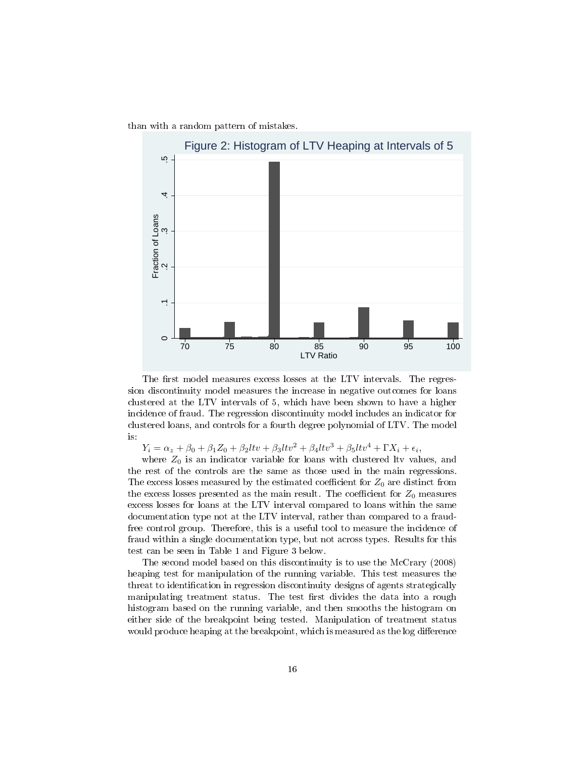than with a random pattern of mistakes.

Figure 2: Histogram of LTV Heaping at Intervals of 5

The first model measures excess losses at the LTV intervals. The regression discontinuity model measures the increase in negative outcomes for loans clustered at the LTV intervals of 5, which have been shown to have a higher incidence of fraud. The regression discontinuity model includes an indicator for clustered loans, and controls for a fourth degree polynomial of LTV. The model is:

$Y_i = \alpha_z + \beta_0 + \beta_1 Z_0 + \beta_2 ltv + \beta_3 ltv^2 + \beta_4 ltv^3 + \beta_5 ltv^4 + \Gamma X_i + \epsilon_i,$

where $Z_0$ is an indicator variable for loans with clustered ltv values, and the rest of the controls are the same as those used in the main regressions. The excess losses measured by the estimated coefficient for $Z_0$ are distinct from the excess losses presented as the main result. The coefficient for $Z_0$ measures excess losses for loans at the LTV interval compared to loans within the same documentation type not at the LTV interval, rather than compared to a fraud-free control group. Therefore, this is a useful tool to measure the incidence of fraud within a single documentation type, but not across types. Results for this test can be seen in Table 1 and Figure 3 below.

The second model based on this discontinuity is to use the McCrary (2008) heaping test for manipulation of the running variable. This test measures the threat to identification in regression discontinuity designs of agents strategically manipulating treatment status. The test first divides the data into a rough histogram based on the running variable, and then smooths the histogram on either side of the breakpoint being tested. Manipulation of treatment status would produce heaping at the breakpoint, which is measured as the log difference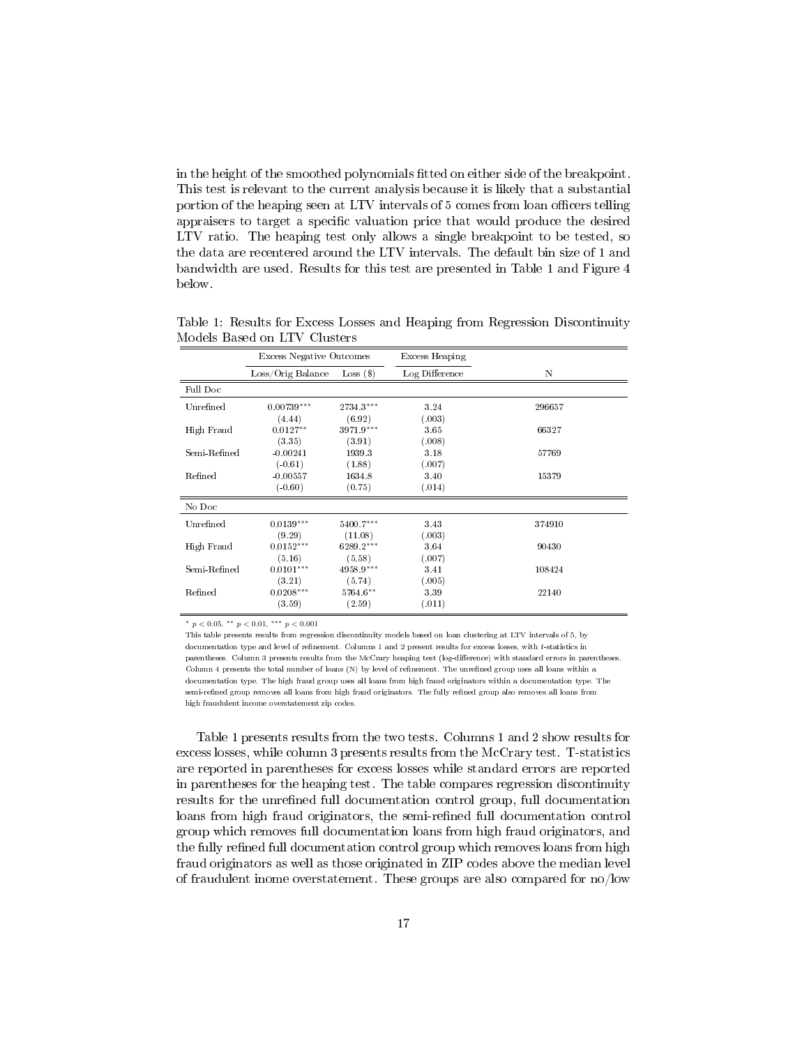in the height of the smoothed polynomials fitted on either side of the breakpoint. This test is relevant to the current analysis because it is likely that a substantial portion of the heaping seen at LTV intervals of 5 comes from loan officers telling appraisers to target a specific valuation price that would produce the desired LTV ratio. The heaping test only allows a single breakpoint to be tested, so the data are recentered around the LTV intervals. The default bin size of 1 and bandwidth are used. Results for this test are presented in Table 1 and Figure 4 below.

Table 1: Results for Excess Losses and Heaping from Regression Discontinuity Models Based on LTV Clusters

| | Excess Negative Outcomes | | Excess Heaping | |
|---|---|---|---|---|
| | Loss/Orig Balance | Loss ($) | Log Difference | N |
| **Full Doc** | | | | |
| Unrefined | 0.00739*** | 2734.3*** | 3.24 | 296657 |
| | (4.44) | (6.92) | (.003) | |
| High Fraud | 0.0127** | 3971.9*** | 3.65 | 66327 |
| | (3.35) | (3.91) | (.008) | |
| Semi-Refined | -0.00241 | 1939.3 | 3.18 | 57769 |
| | (-0.61) | (1.88) | (.007) | |
| Refined | -0.00557 | 1634.8 | 3.40 | 15379 |
| | (-0.60) | (0.75) | (.014) | |
| **No Doc** | | | | |
| Unrefined | 0.0139*** | 5400.7*** | 3.43 | 374910 |
| | (9.29) | (11.08) | (.003) | |
| High Fraud | 0.0152*** | 6289.2*** | 3.64 | 90430 |
| | (5.16) | (5.58) | (.007) | |
| Semi-Refined | 0.0101*** | 4958.9*** | 3.41 | 108424 |
| | (3.21) | (5.74) | (.005) | |
| Refined | 0.0208*** | 5764.6** | 3.39 | 22140 |
| | (3.59) | (2.59) | (.011) | |

* $p < 0.05$, ** $p < 0.01$, *** $p < 0.001$

This table presents results from regression discontinuity models based on loan clustering at LTV intervals of 5, by documentation type and level of refinement. Columns 1 and 2 present results for excess losses, with $t$-statistics in parentheses. Column 3 presents results from the McCrary heaping test (log-difference) with standard errors in parentheses. Column 4 presents the total number of loans (N) by level of refinement. The unrefined group uses all loans within a documentation type. The high fraud group uses all loans from high fraud originators within a documentation type. The semi-refined group removes all loans from high fraud originators. The fully refined group also removes all loans from high fraudulent income overstatement zip codes.

Table 1 presents results from the two tests. Columns 1 and 2 show results for excess losses, while column 3 presents results from the McCrary test. T-statistics are reported in parentheses for excess losses while standard errors are reported in parentheses for the heaping test. The table compares regression discontinuity results for the unrefined full documentation control group, full documentation loans from high fraud originators, the semi-refined full documentation control group which removes full documentation loans from high fraud originators, and the fully refined full documentation control group which removes loans from high fraud originators as well as those originated in ZIP codes above the median level of fraudulent inome overstatement. These groups are also compared for no/low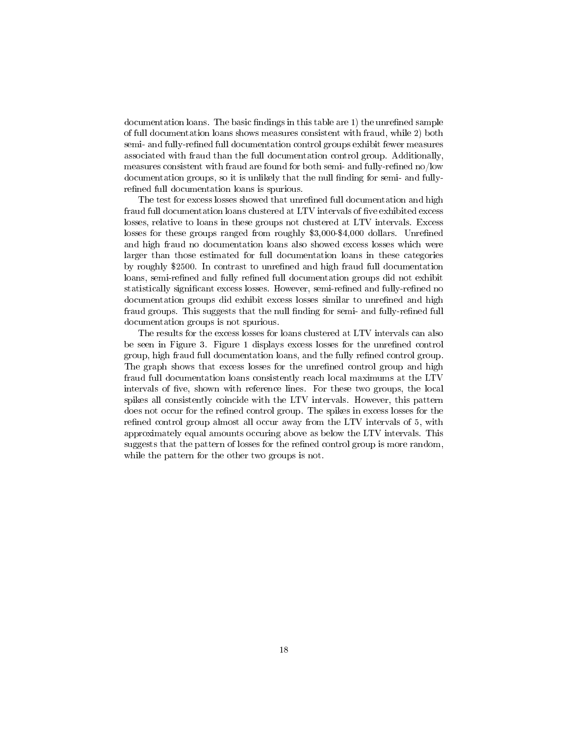documentation loans. The basic findings in this table are 1) the unrefined sample of full documentation loans shows measures consistent with fraud, while 2) both semi- and fully-refined full documentation control groups exhibit fewer measures associated with fraud than the full documentation control group. Additionally, measures consistent with fraud are found for both semi- and fully-refined no/low documentation groups, so it is unlikely that the null finding for semi- and fully-refined full documentation loans is spurious.

The test for excess losses showed that unrefined full documentation and high fraud full documentation loans clustered at LTV intervals of five exhibited excess losses, relative to loans in these groups not clustered at LTV intervals. Excess losses for these groups ranged from roughly $3,000-$4,000 dollars. Unrefined and high fraud no documentation loans also showed excess losses which were larger than those estimated for full documentation loans in these categories by roughly $2500. In contrast to unrefined and high fraud full documentation loans, semi-refined and fully refined full documentation groups did not exhibit statistically significant excess losses. However, semi-refined and fully-refined no documentation groups did exhibit excess losses similar to unrefined and high fraud groups. This suggests that the null finding for semi- and fully-refined full documentation groups is not spurious.

The results for the excess losses for loans clustered at LTV intervals can also be seen in Figure 3. Figure 1 displays excess losses for the unrefined control group, high fraud full documentation loans, and the fully refined control group. The graph shows that excess losses for the unrefined control group and high fraud full documentation loans consistently reach local maximums at the LTV intervals of five, shown with reference lines. For these two groups, the local spikes all consistently coincide with the LTV intervals. However, this pattern does not occur for the refined control group. The spikes in excess losses for the refined control group almost all occur away from the LTV intervals of 5, with approximately equal amounts occuring above as below the LTV intervals. This suggests that the pattern of losses for the refined control group is more random, while the pattern for the other two groups is not.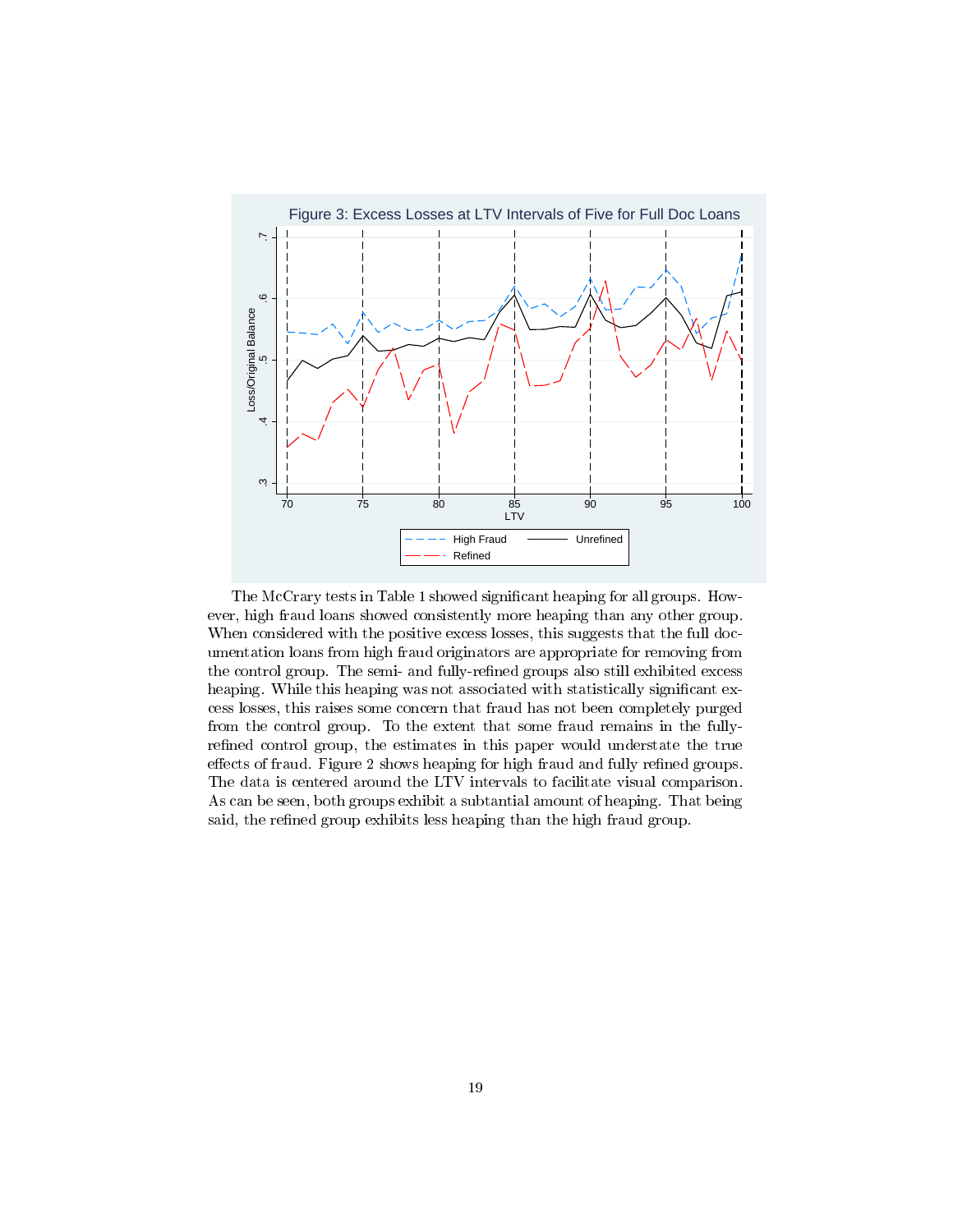Figure 3: Excess Losses at LTV Intervals of Five for Full Doc Loans

The McCrary tests in Table 1 showed significant heaping for all groups. However, high fraud loans showed consistently more heaping than any other group. When considered with the positive excess losses, this suggests that the full documentation loans from high fraud originators are appropriate for removing from the control group. The semi- and fully-refined groups also still exhibited excess heaping. While this heaping was not associated with statistically significant excess losses, this raises some concern that fraud has not been completely purged from the control group. To the extent that some fraud remains in the fully-refined control group, the estimates in this paper would understate the true effects of fraud. Figure 2 shows heaping for high fraud and fully refined groups. The data is centered around the LTV intervals to facilitate visual comparison. As can be seen, both groups exhibit a subtantial amount of heaping. That being said, the refined group exhibits less heaping than the high fraud group.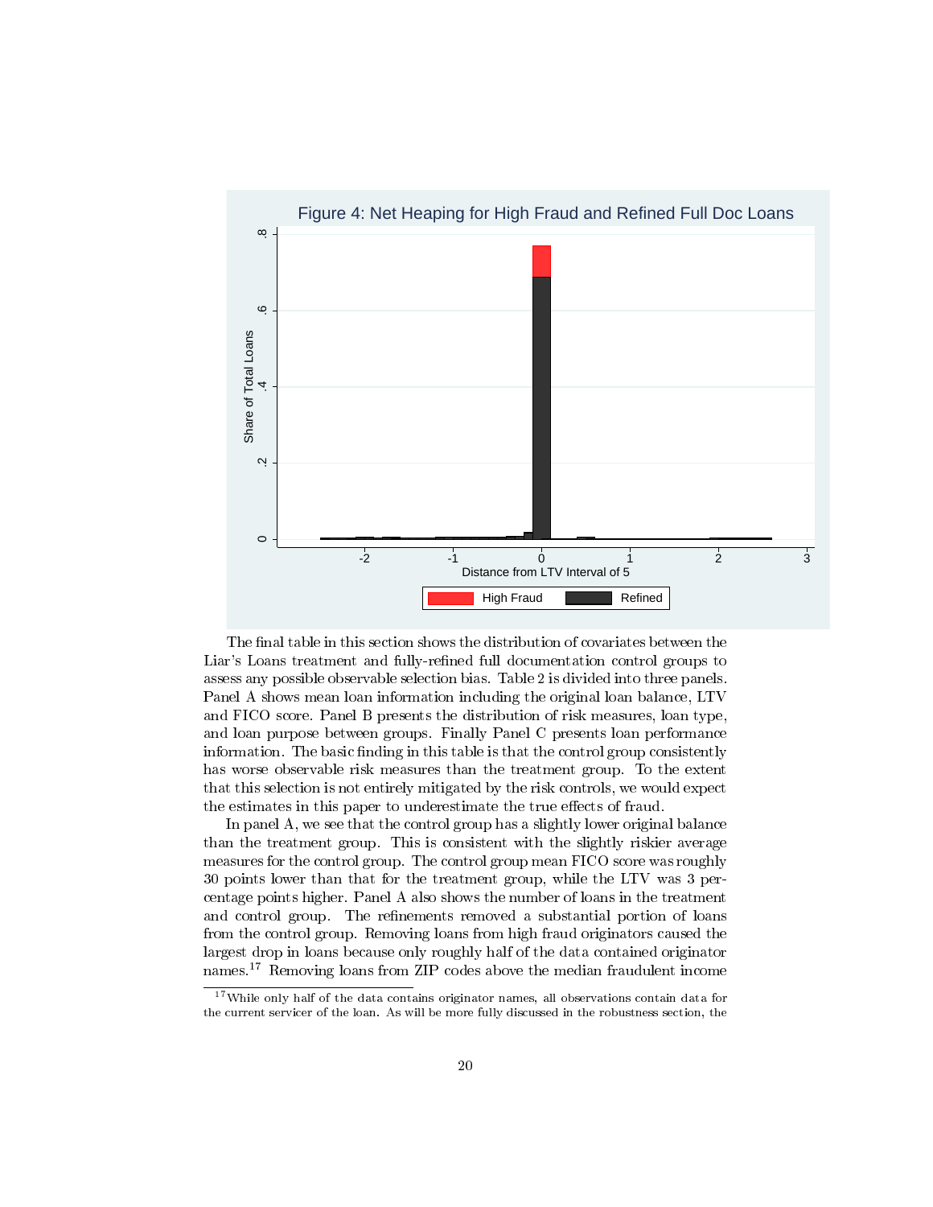Figure 4: Net Heaping for High Fraud and Refined Full Doc Loans

The final table in this section shows the distribution of covariates between the Liar's Loans treatment and fully-refined full documentation control groups to assess any possible observable selection bias. Table 2 is divided into three panels. Panel A shows mean loan information including the original loan balance, LTV and FICO score. Panel B presents the distribution of risk measures, loan type, and loan purpose between groups. Finally Panel C presents loan performance information. The basic finding in this table is that the control group consistently has worse observable risk measures than the treatment group. To the extent that this selection is not entirely mitigated by the risk controls, we would expect the estimates in this paper to underestimate the true effects of fraud.

In panel A, we see that the control group has a slightly lower original balance than the treatment group. This is consistent with the slightly riskier average measures for the control group. The control group mean FICO score was roughly 30 points lower than that for the treatment group, while the LTV was 3 percentage points higher. Panel A also shows the number of loans in the treatment and control group. The refinements removed a substantial portion of loans from the control group. Removing loans from high fraud originators caused the largest drop in loans because only roughly half of the data contained originator names.[17] Removing loans from ZIP codes above the median fraudulent income

[17] While only half of the data contains originator names, all observations contain data for the current servicer of the loan. As will be more fully discussed in the robustness section, the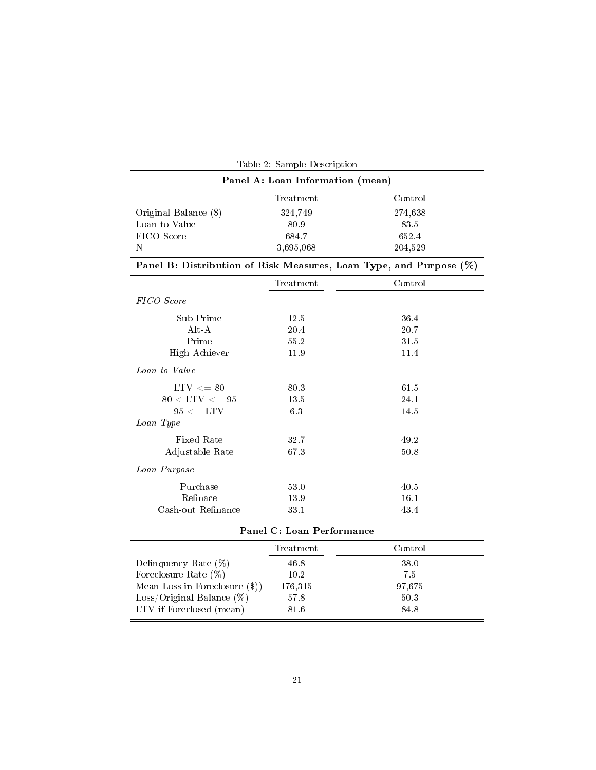Table 2: Sample Description

**Panel A: Loan Information (mean)**

| | Treatment | Control |
|---|---|---|
| Original Balance ($) | 324,749 | 274,638 |
| Loan-to-Value | 80.9 | 83.5 |
| FICO Score | 684.7 | 652.4 |
| N | 3,695,068 | 204,529 |

**Panel B: Distribution of Risk Measures, Loan Type, and Purpose (%)**

| | Treatment | Control |
|---|---|---|
| *FICO Score* | | |
| Sub Prime | 12.5 | 36.4 |
| Alt-A | 20.4 | 20.7 |
| Prime | 55.2 | 31.5 |
| High Achiever | 11.9 | 11.4 |
| *Loan-to-Value* | | |
| LTV <= 80 | 80.3 | 61.5 |
| 80 < LTV <= 95 | 13.5 | 24.1 |
| 95 <= LTV | 6.3 | 14.5 |
| *Loan Type* | | |
| Fixed Rate | 32.7 | 49.2 |
| Adjustable Rate | 67.3 | 50.8 |
| *Loan Purpose* | | |
| Purchase | 53.0 | 40.5 |
| Refinace | 13.9 | 16.1 |
| Cash-out Refinance | 33.1 | 43.4 |

**Panel C: Loan Performance**

| | Treatment | Control |
|---|---|---|
| Delinquency Rate (%) | 46.8 | 38.0 |
| Foreclosure Rate (%) | 10.2 | 7.5 |
| Mean Loss in Foreclosure ($)) | 176,315 | 97,675 |
| Loss/Original Balance (%) | 57.8 | 50.3 |
| LTV if Foreclosed (mean) | 81.6 | 84.8 |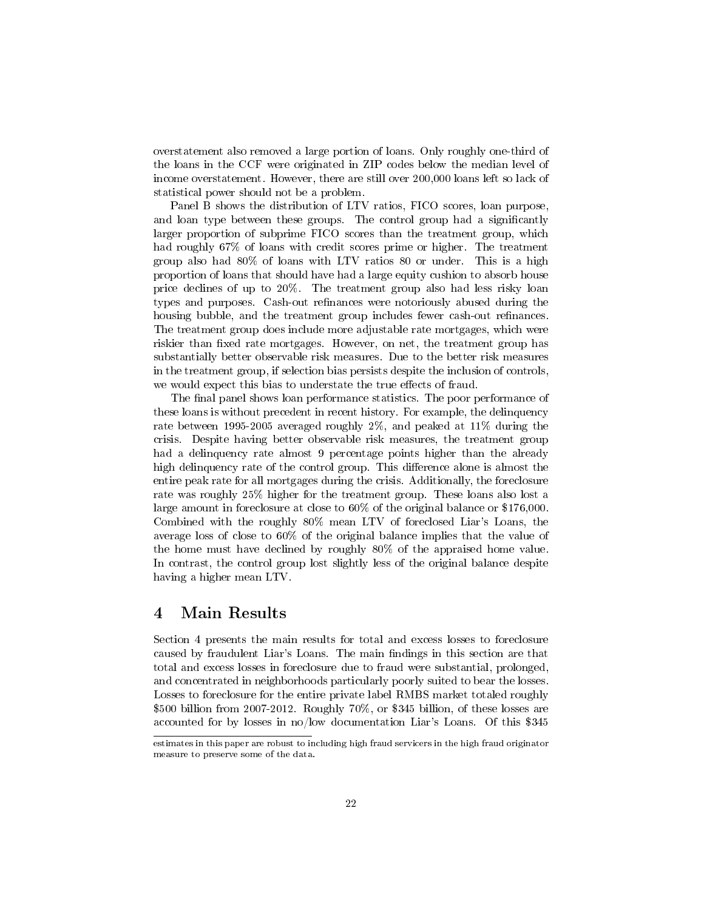overstatement also removed a large portion of loans. Only roughly one-third of the loans in the CCF were originated in ZIP codes below the median level of income overstatement. However, there are still over 200,000 loans left so lack of statistical power should not be a problem.

Panel B shows the distribution of LTV ratios, FICO scores, loan purpose, and loan type between these groups. The control group had a significantly larger proportion of subprime FICO scores than the treatment group, which had roughly 67% of loans with credit scores prime or higher. The treatment group also had 80% of loans with LTV ratios 80 or under. This is a high proportion of loans that should have had a large equity cushion to absorb house price declines of up to 20%. The treatment group also had less risky loan types and purposes. Cash-out refinances were notoriously abused during the housing bubble, and the treatment group includes fewer cash-out refinances. The treatment group does include more adjustable rate mortgages, which were riskier than fixed rate mortgages. However, on net, the treatment group has substantially better observable risk measures. Due to the better risk measures in the treatment group, if selection bias persists despite the inclusion of controls, we would expect this bias to understate the true effects of fraud.

The final panel shows loan performance statistics. The poor performance of these loans is without precedent in recent history. For example, the delinquency rate between 1995-2005 averaged roughly 2%, and peaked at 11% during the crisis. Despite having better observable risk measures, the treatment group had a delinquency rate almost 9 percentage points higher than the already high delinquency rate of the control group. This difference alone is almost the entire peak rate for all mortgages during the crisis. Additionally, the foreclosure rate was roughly 25% higher for the treatment group. These loans also lost a large amount in foreclosure at close to 60% of the original balance or $176,000. Combined with the roughly 80% mean LTV of foreclosed Liar's Loans, the average loss of close to 60% of the original balance implies that the value of the home must have declined by roughly 80% of the appraised home value. In contrast, the control group lost slightly less of the original balance despite having a higher mean LTV.

## 4 Main Results

Section 4 presents the main results for total and excess losses to foreclosure caused by fraudulent Liar's Loans. The main findings in this section are that total and excess losses in foreclosure due to fraud were substantial, prolonged, and concentrated in neighborhoods particularly poorly suited to bear the losses. Losses to foreclosure for the entire private label RMBS market totaled roughly $500 billion from 2007-2012. Roughly 70%, or $345 billion, of these losses are accounted for by losses in no/low documentation Liar's Loans. Of this $345

estimates in this paper are robust to including high fraud servicers in the high fraud originator measure to preserve some of the data.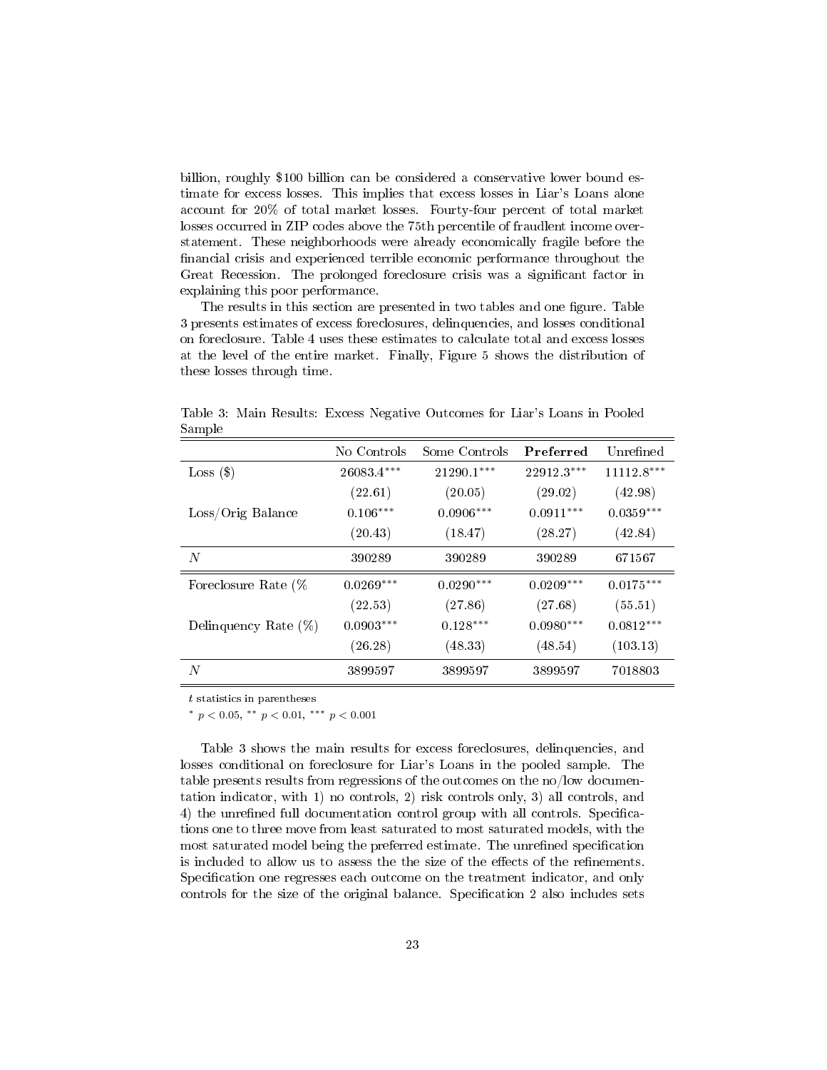billion, roughly \$100 billion can be considered a conservative lower bound estimate for excess losses. This implies that excess losses in Liar's Loans alone account for 20% of total market losses. Fourty-four percent of total market losses occurred in ZIP codes above the 75th percentile of fraudlent income overstatement. These neighborhoods were already economically fragile before the financial crisis and experienced terrible economic performance throughout the Great Recession. The prolonged foreclosure crisis was a significant factor in explaining this poor performance.

The results in this section are presented in two tables and one figure. Table 3 presents estimates of excess foreclosures, delinquencies, and losses conditional on foreclosure. Table 4 uses these estimates to calculate total and excess losses at the level of the entire market. Finally, Figure 5 shows the distribution of these losses through time.

Table 3: Main Results: Excess Negative Outcomes for Liar's Loans in Pooled Sample

| | No Controls | Some Controls | **Preferred** | Unrefined |
|---|---|---|---|---|
| Loss (\$) | $26083.4^{***}$ | $21290.1^{***}$ | $22912.3^{***}$ | $11112.8^{***}$ |
| | (22.61) | (20.05) | (29.02) | (42.98) |
| Loss/Orig Balance | $0.106^{***}$ | $0.0906^{***}$ | $0.0911^{***}$ | $0.0359^{***}$ |
| | (20.43) | (18.47) | (28.27) | (42.84) |
| $N$ | 390289 | 390289 | 390289 | 671567 |
| Foreclosure Rate (% | $0.0269^{***}$ | $0.0290^{***}$ | $0.0209^{***}$ | $0.0175^{***}$ |
| | (22.53) | (27.86) | (27.68) | (55.51) |
| Delinquency Rate (%) | $0.0903^{***}$ | $0.128^{***}$ | $0.0980^{***}$ | $0.0812^{***}$ |
| | (26.28) | (48.33) | (48.54) | (103.13) |
| $N$ | 3899597 | 3899597 | 3899597 | 7018803 |

$t$ statistics in parentheses

$^{*}$ $p < 0.05$, $^{**}$ $p < 0.01$, $^{***}$ $p < 0.001$

Table 3 shows the main results for excess foreclosures, delinquencies, and losses conditional on foreclosure for Liar's Loans in the pooled sample. The table presents results from regressions of the outcomes on the no/low documentation indicator, with 1) no controls, 2) risk controls only, 3) all controls, and 4) the unrefined full documentation control group with all controls. Specifications one to three move from least saturated to most saturated models, with the most saturated model being the preferred estimate. The unrefined specification is included to allow us to assess the the size of the effects of the refinements. Specification one regresses each outcome on the treatment indicator, and only controls for the size of the original balance. Specification 2 also includes sets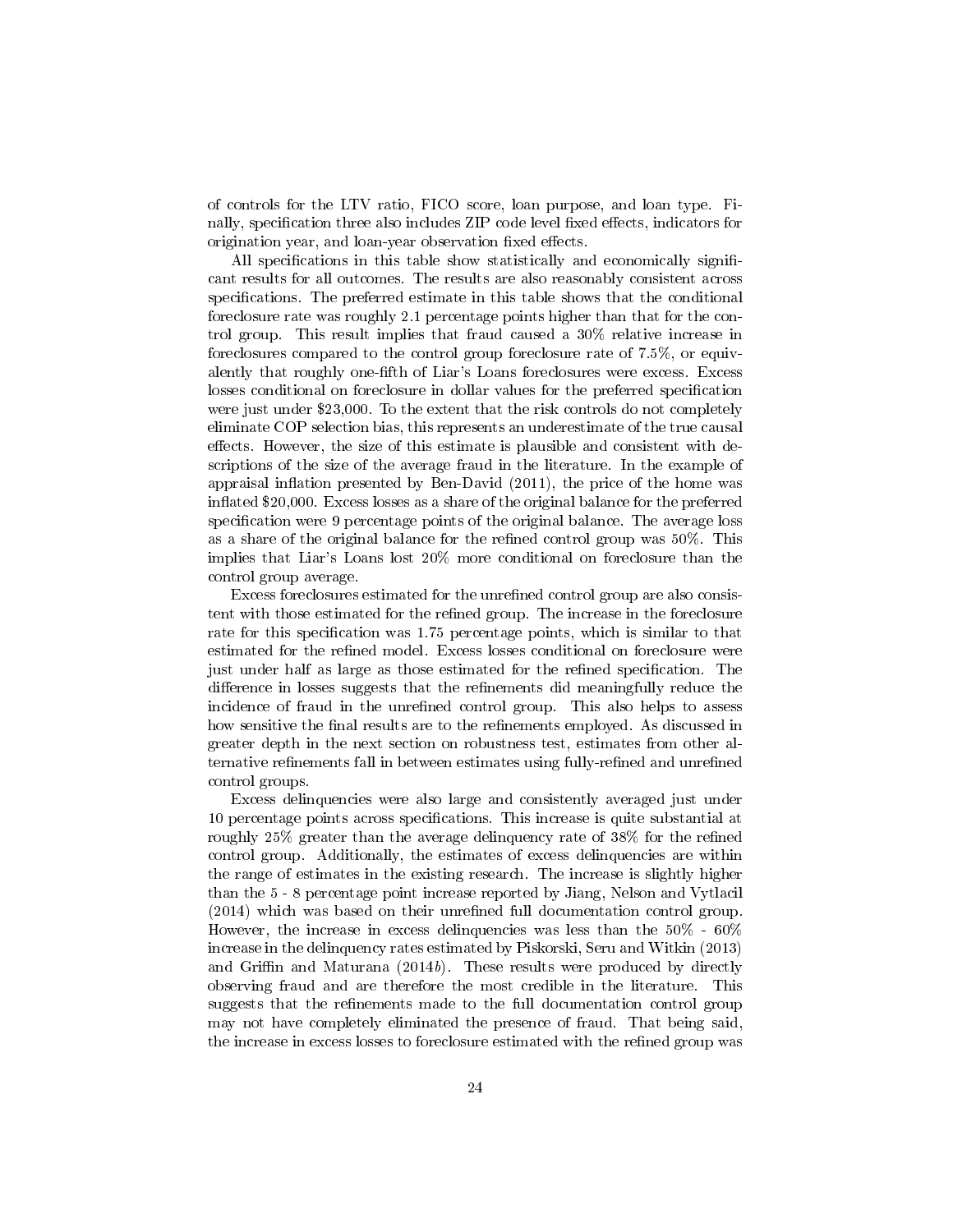of controls for the LTV ratio, FICO score, loan purpose, and loan type. Finally, specification three also includes ZIP code level fixed effects, indicators for origination year, and loan-year observation fixed effects.

All specifications in this table show statistically and economically significant results for all outcomes. The results are also reasonably consistent across specifications. The preferred estimate in this table shows that the conditional foreclosure rate was roughly 2.1 percentage points higher than that for the control group. This result implies that fraud caused a 30% relative increase in foreclosures compared to the control group foreclosure rate of 7.5%, or equivalently that roughly one-fifth of Liar's Loans foreclosures were excess. Excess losses conditional on foreclosure in dollar values for the preferred specification were just under $23,000. To the extent that the risk controls do not completely eliminate COP selection bias, this represents an underestimate of the true causal effects. However, the size of this estimate is plausible and consistent with descriptions of the size of the average fraud in the literature. In the example of appraisal inflation presented by Ben-David (2011), the price of the home was inflated $20,000. Excess losses as a share of the original balance for the preferred specification were 9 percentage points of the original balance. The average loss as a share of the original balance for the refined control group was 50%. This implies that Liar's Loans lost 20% more conditional on foreclosure than the control group average.

Excess foreclosures estimated for the unrefined control group are also consistent with those estimated for the refined group. The increase in the foreclosure rate for this specification was 1.75 percentage points, which is similar to that estimated for the refined model. Excess losses conditional on foreclosure were just under half as large as those estimated for the refined specification. The difference in losses suggests that the refinements did meaningfully reduce the incidence of fraud in the unrefined control group. This also helps to assess how sensitive the final results are to the refinements employed. As discussed in greater depth in the next section on robustness test, estimates from other alternative refinements fall in between estimates using fully-refined and unrefined control groups.

Excess delinquencies were also large and consistently averaged just under 10 percentage points across specifications. This increase is quite substantial at roughly 25% greater than the average delinquency rate of 38% for the refined control group. Additionally, the estimates of excess delinquencies are within the range of estimates in the existing research. The increase is slightly higher than the 5 - 8 percentage point increase reported by Jiang, Nelson and Vytlacil (2014) which was based on their unrefined full documentation control group. However, the increase in excess delinquencies was less than the 50% - 60% increase in the delinquency rates estimated by Piskorski, Seru and Witkin (2013) and Griffin and Maturana (2014*b*). These results were produced by directly observing fraud and are therefore the most credible in the literature. This suggests that the refinements made to the full documentation control group may not have completely eliminated the presence of fraud. That being said, the increase in excess losses to foreclosure estimated with the refined group was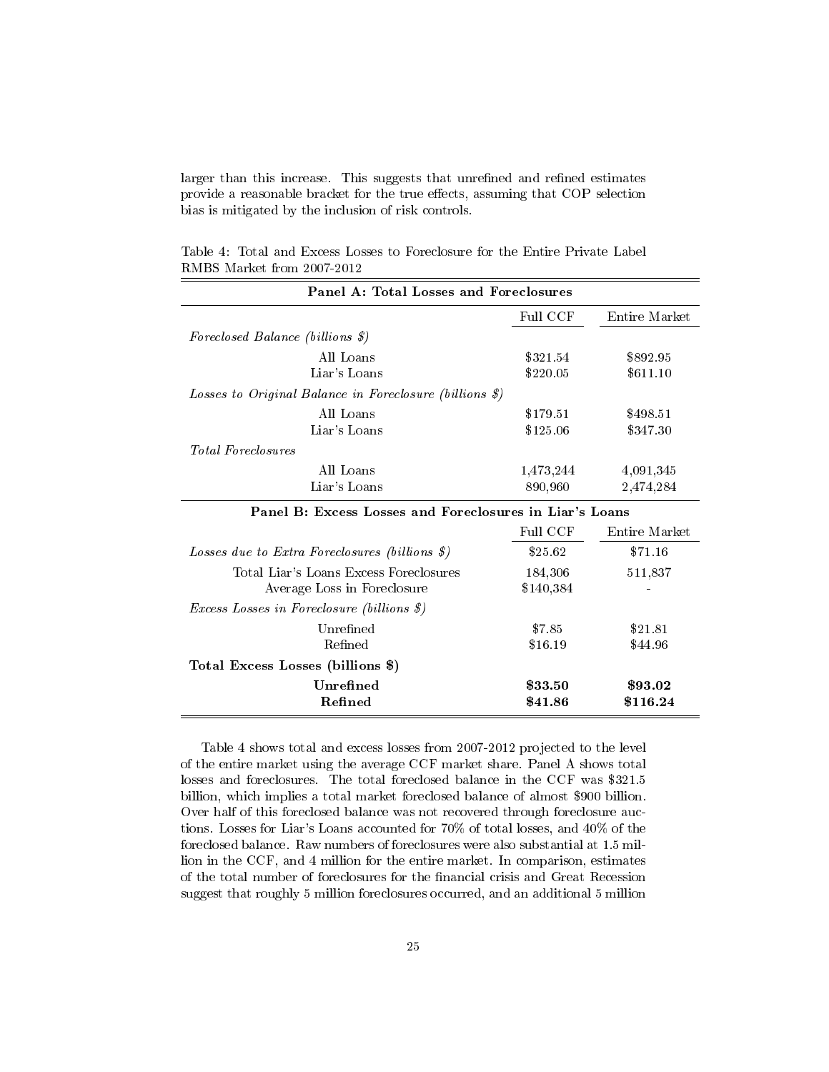larger than this increase. This suggests that unrefined and refined estimates provide a reasonable bracket for the true effects, assuming that COP selection bias is mitigated by the inclusion of risk controls.

Table 4: Total and Excess Losses to Foreclosure for the Entire Private Label RMBS Market from 2007-2012

| **Panel A: Total Losses and Foreclosures** | | |
|---|---|---|
| | Full CCF | Entire Market |
| *Foreclosed Balance (billions $)* | | |
| All Loans | $321.54 | $892.95 |
| Liar's Loans | $220.05 | $611.10 |
| *Losses to Original Balance in Foreclosure (billions $)* | | |
| All Loans | $179.51 | $498.51 |
| Liar's Loans | $125.06 | $347.30 |
| *Total Foreclosures* | | |
| All Loans | 1,473,244 | 4,091,345 |
| Liar's Loans | 890,960 | 2,474,284 |
| **Panel B: Excess Losses and Foreclosures in Liar's Loans** | | |
| | Full CCF | Entire Market |
| *Losses due to Extra Foreclosures (billions $)* | $25.62 | $71.16 |
| Total Liar's Loans Excess Foreclosures | 184,306 | 511,837 |
| Average Loss in Foreclosure | $140,384 | - |
| *Excess Losses in Foreclosure (billions $)* | | |
| Unrefined | $7.85 | $21.81 |
| Refined | $16.19 | $44.96 |
| **Total Excess Losses (billions $)** | | |
| **Unrefined** | **$33.50** | **$93.02** |
| **Refined** | **$41.86** | **$116.24** |

Table 4 shows total and excess losses from 2007-2012 projected to the level of the entire market using the average CCF market share. Panel A shows total losses and foreclosures. The total foreclosed balance in the CCF was $321.5 billion, which implies a total market foreclosed balance of almost $900 billion. Over half of this foreclosed balance was not recovered through foreclosure auctions. Losses for Liar's Loans accounted for 70% of total losses, and 40% of the foreclosed balance. Raw numbers of foreclosures were also substantial at 1.5 million in the CCF, and 4 million for the entire market. In comparison, estimates of the total number of foreclosures for the financial crisis and Great Recession suggest that roughly 5 million foreclosures occurred, and an additional 5 million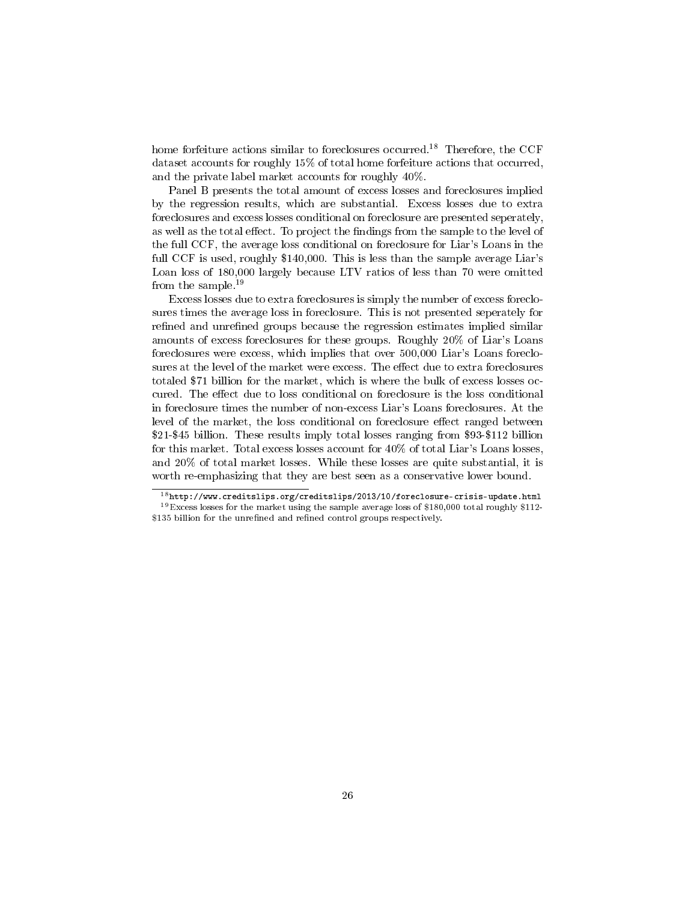home forfeiture actions similar to foreclosures occurred.[18] Therefore, the CCF dataset accounts for roughly 15% of total home forfeiture actions that occurred, and the private label market accounts for roughly 40%.

Panel B presents the total amount of excess losses and foreclosures implied by the regression results, which are substantial. Excess losses due to extra foreclosures and excess losses conditional on foreclosure are presented seperately, as well as the total effect. To project the findings from the sample to the level of the full CCF, the average loss conditional on foreclosure for Liar's Loans in the full CCF is used, roughly $140,000. This is less than the sample average Liar's Loan loss of 180,000 largely because LTV ratios of less than 70 were omitted from the sample.[19]

Excess losses due to extra foreclosures is simply the number of excess foreclosures times the average loss in foreclosure. This is not presented seperately for refined and unrefined groups because the regression estimates implied similar amounts of excess foreclosures for these groups. Roughly 20% of Liar's Loans foreclosures were excess, which implies that over 500,000 Liar's Loans foreclosures at the level of the market were excess. The effect due to extra foreclosures totaled $71 billion for the market, which is where the bulk of excess losses occured. The effect due to loss conditional on foreclosure is the loss conditional in foreclosure times the number of non-excess Liar's Loans foreclosures. At the level of the market, the loss conditional on foreclosure effect ranged between $21-$45 billion. These results imply total losses ranging from $93-$112 billion for this market. Total excess losses account for 40% of total Liar's Loans losses, and 20% of total market losses. While these losses are quite substantial, it is worth re-emphasizing that they are best seen as a conservative lower bound.

[18] http://www.creditslips.org/creditslips/2013/10/foreclosure-crisis-update.html

[19] Excess losses for the market using the sample average loss of $180,000 total roughly $112-$135 billion for the unrefined and refined control groups respectively.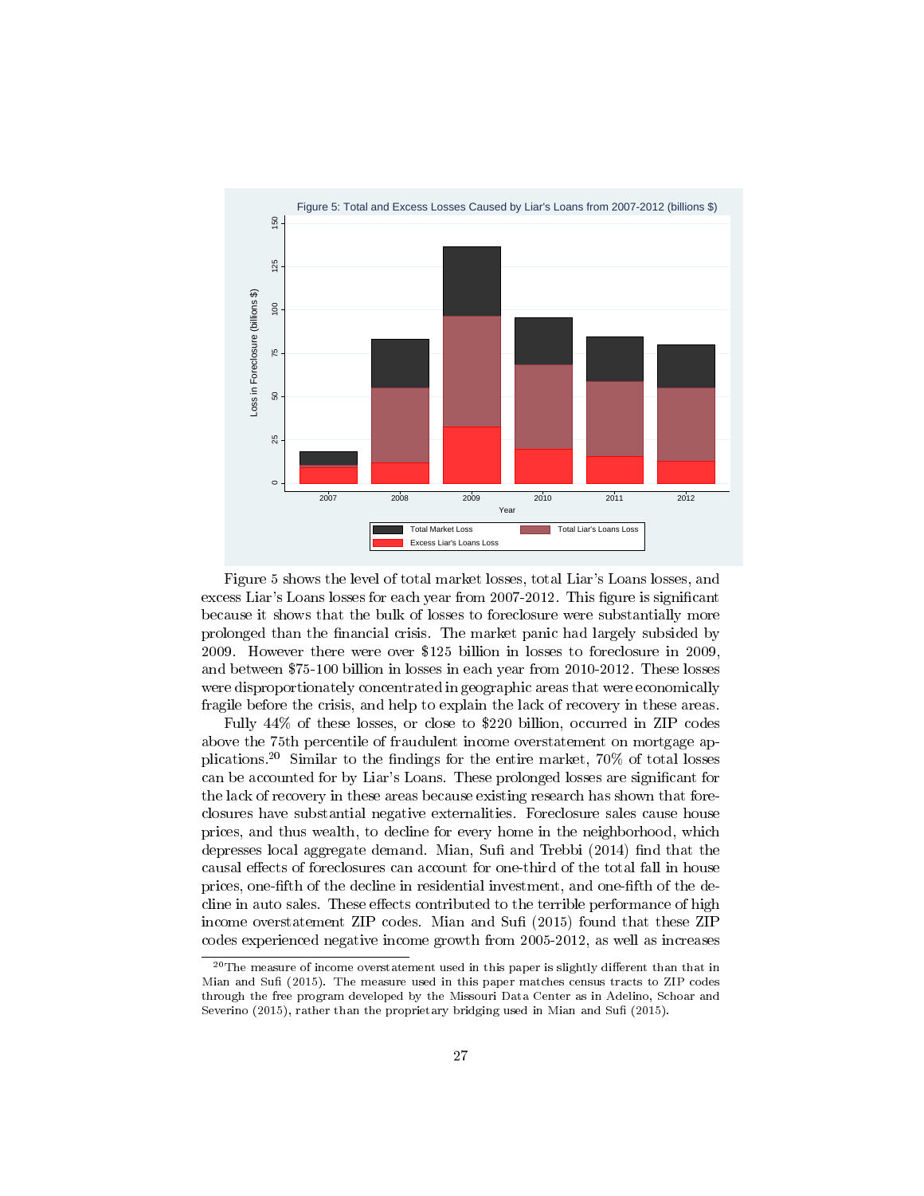Figure 5: Total and Excess Losses Caused by Liar's Loans from 2007-2012 (billions $)

Figure 5 shows the level of total market losses, total Liar's Loans losses, and excess Liar's Loans losses for each year from 2007-2012. This figure is significant because it shows that the bulk of losses to foreclosure were substantially more prolonged than the financial crisis. The market panic had largely subsided by 2009. However there were over $125 billion in losses to foreclosure in 2009, and between $75-100 billion in losses in each year from 2010-2012. These losses were disproportionately concentrated in geographic areas that were economically fragile before the crisis, and help to explain the lack of recovery in these areas.

Fully 44% of these losses, or close to $220 billion, occurred in ZIP codes above the 75th percentile of fraudulent income overstatement on mortgage applications.[20] Similar to the findings for the entire market, 70% of total losses can be accounted for by Liar's Loans. These prolonged losses are significant for the lack of recovery in these areas because existing research has shown that foreclosures have substantial negative externalities. Foreclosure sales cause house prices, and thus wealth, to decline for every home in the neighborhood, which depresses local aggregate demand. Mian, Sufi and Trebbi (2014) find that the causal effects of foreclosures can account for one-third of the total fall in house prices, one-fifth of the decline in residential investment, and one-fifth of the decline in auto sales. These effects contributed to the terrible performance of high income overstatement ZIP codes. Mian and Sufi (2015) found that these ZIP codes experienced negative income growth from 2005-2012, as well as increases

[20] The measure of income overstatement used in this paper is slightly different than that in Mian and Sufi (2015). The measure used in this paper matches census tracts to ZIP codes through the free program developed by the Missouri Data Center as in Adelino, Schoar and Severino (2015), rather than the proprietary bridging used in Mian and Sufi (2015).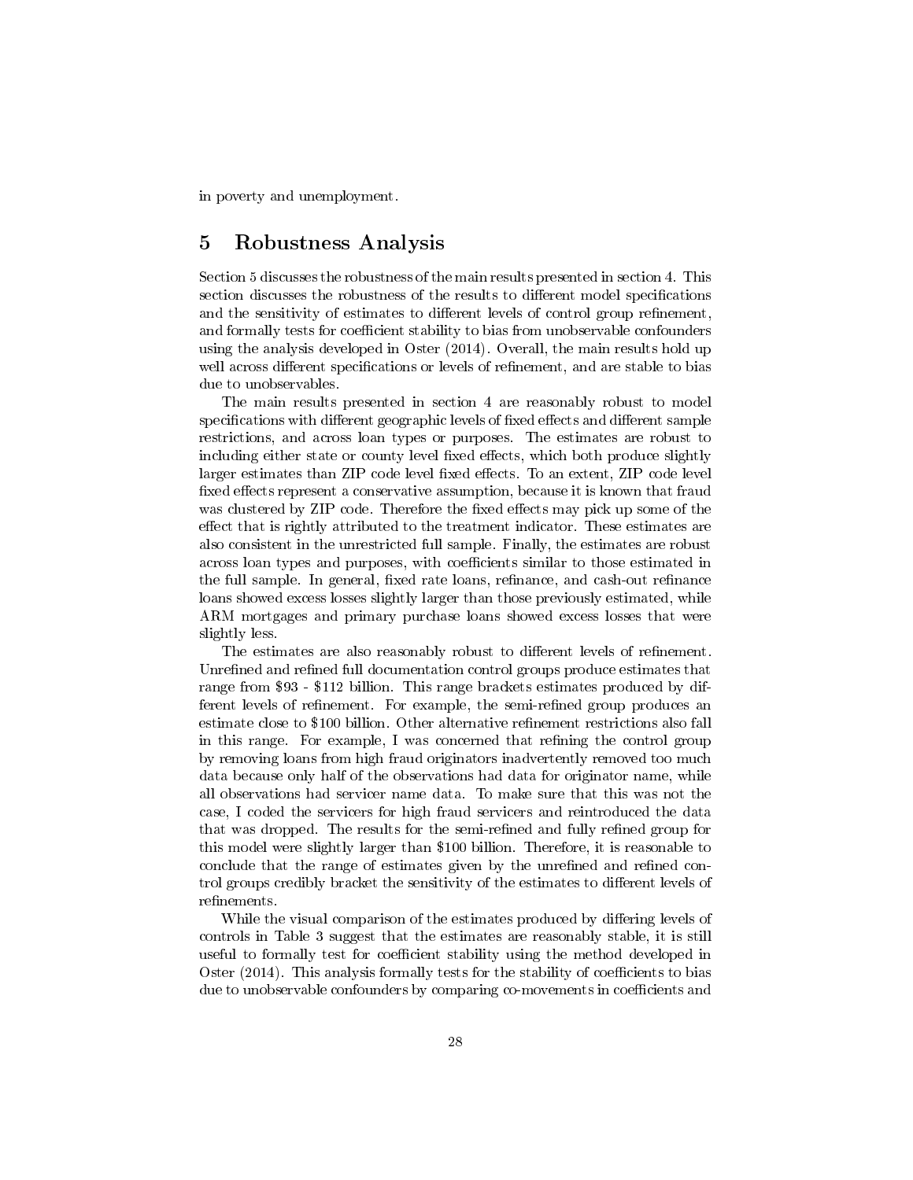in poverty and unemployment.

# 5 Robustness Analysis

Section 5 discusses the robustness of the main results presented in section 4. This section discusses the robustness of the results to different model specifications and the sensitivity of estimates to different levels of control group refinement, and formally tests for coefficient stability to bias from unobservable confounders using the analysis developed in Oster (2014). Overall, the main results hold up well across different specifications or levels of refinement, and are stable to bias due to unobservables.

The main results presented in section 4 are reasonably robust to model specifications with different geographic levels of fixed effects and different sample restrictions, and across loan types or purposes. The estimates are robust to including either state or county level fixed effects, which both produce slightly larger estimates than ZIP code level fixed effects. To an extent, ZIP code level fixed effects represent a conservative assumption, because it is known that fraud was clustered by ZIP code. Therefore the fixed effects may pick up some of the effect that is rightly attributed to the treatment indicator. These estimates are also consistent in the unrestricted full sample. Finally, the estimates are robust across loan types and purposes, with coefficients similar to those estimated in the full sample. In general, fixed rate loans, refinance, and cash-out refinance loans showed excess losses slightly larger than those previously estimated, while ARM mortgages and primary purchase loans showed excess losses that were slightly less.

The estimates are also reasonably robust to different levels of refinement. Unrefined and refined full documentation control groups produce estimates that range from \$93 - \$112 billion. This range brackets estimates produced by different levels of refinement. For example, the semi-refined group produces an estimate close to \$100 billion. Other alternative refinement restrictions also fall in this range. For example, I was concerned that refining the control group by removing loans from high fraud originators inadvertently removed too much data because only half of the observations had data for originator name, while all observations had servicer name data. To make sure that this was not the case, I coded the servicers for high fraud servicers and reintroduced the data that was dropped. The results for the semi-refined and fully refined group for this model were slightly larger than \$100 billion. Therefore, it is reasonable to conclude that the range of estimates given by the unrefined and refined control groups credibly bracket the sensitivity of the estimates to different levels of refinements.

While the visual comparison of the estimates produced by differing levels of controls in Table 3 suggest that the estimates are reasonably stable, it is still useful to formally test for coefficient stability using the method developed in Oster (2014). This analysis formally tests for the stability of coefficients to bias due to unobservable confounders by comparing co-movements in coefficients and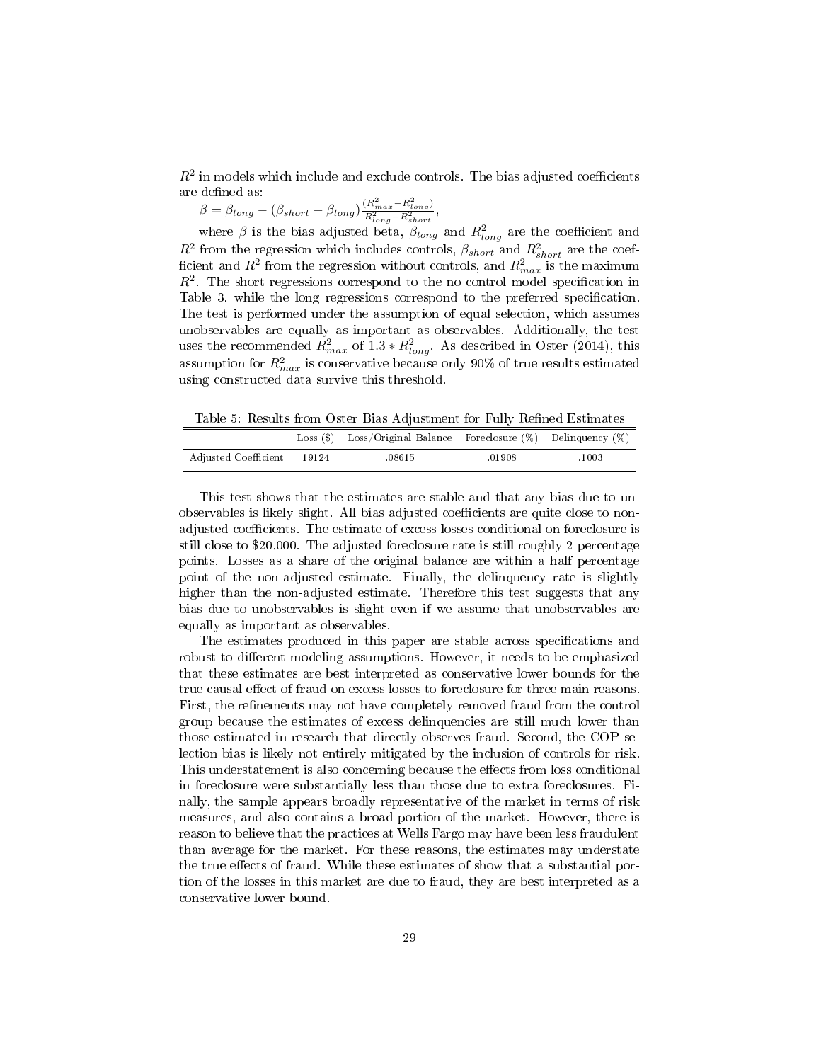$R^2$ in models which include and exclude controls. The bias adjusted coefficients are defined as:

$\beta = \beta_{long} - (\beta_{short} - \beta_{long})\frac{(R^2_{max} - R^2_{long})}{R^2_{long} - R^2_{short}}$,

where $\beta$ is the bias adjusted beta, $\beta_{long}$ and $R^2_{long}$ are the coefficient and $R^2$ from the regression which includes controls, $\beta_{short}$ and $R^2_{short}$ are the coefficient and $R^2$ from the regression without controls, and $R^2_{max}$ is the maximum $R^2$. The short regressions correspond to the no control model specification in Table 3, while the long regressions correspond to the preferred specification. The test is performed under the assumption of equal selection, which assumes unobservables are equally as important as observables. Additionally, the test uses the recommended $R^2_{max}$ of $1.3 * R^2_{long}$. As described in Oster (2014), this assumption for $R^2_{max}$ is conservative because only 90% of true results estimated using constructed data survive this threshold.

Table 5: Results from Oster Bias Adjustment for Fully Refined Estimates

| | Loss ($) | Loss/Original Balance | Foreclosure (%) | Delinquency (%) |
|---|---|---|---|---|
| Adjusted Coefficient | 19124 | .08615 | .01908 | .1003 |

This test shows that the estimates are stable and that any bias due to unobservables is likely slight. All bias adjusted coefficients are quite close to non-adjusted coefficients. The estimate of excess losses conditional on foreclosure is still close to $20,000. The adjusted foreclosure rate is still roughly 2 percentage points. Losses as a share of the original balance are within a half percentage point of the non-adjusted estimate. Finally, the delinquency rate is slightly higher than the non-adjusted estimate. Therefore this test suggests that any bias due to unobservables is slight even if we assume that unobservables are equally as important as observables.

The estimates produced in this paper are stable across specifications and robust to different modeling assumptions. However, it needs to be emphasized that these estimates are best interpreted as conservative lower bounds for the true causal effect of fraud on excess losses to foreclosure for three main reasons. First, the refinements may not have completely removed fraud from the control group because the estimates of excess delinquencies are still much lower than those estimated in research that directly observes fraud. Second, the COP selection bias is likely not entirely mitigated by the inclusion of controls for risk. This understatement is also concerning because the effects from loss conditional in foreclosure were substantially less than those due to extra foreclosures. Finally, the sample appears broadly representative of the market in terms of risk measures, and also contains a broad portion of the market. However, there is reason to believe that the practices at Wells Fargo may have been less fraudulent than average for the market. For these reasons, the estimates may understate the true effects of fraud. While these estimates of show that a substantial portion of the losses in this market are due to fraud, they are best interpreted as a conservative lower bound.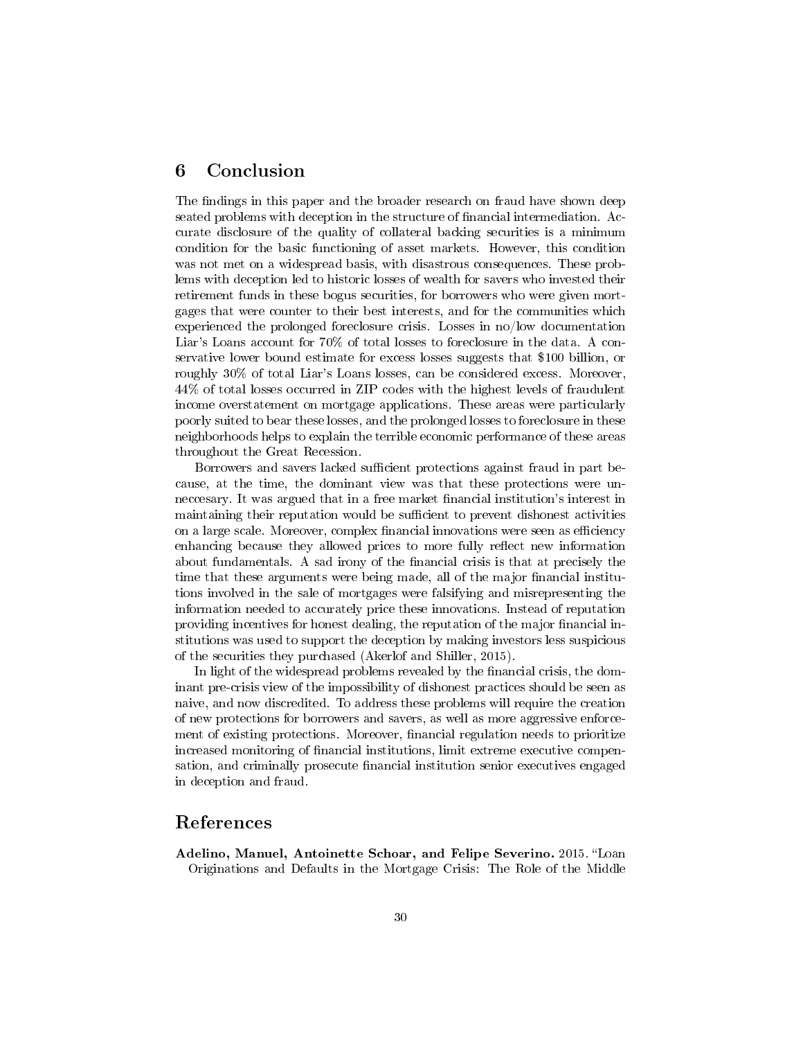## 6 Conclusion

The findings in this paper and the broader research on fraud have shown deep seated problems with deception in the structure of financial intermediation. Accurate disclosure of the quality of collateral backing securities is a minimum condition for the basic functioning of asset markets. However, this condition was not met on a widespread basis, with disastrous consequences. These problems with deception led to historic losses of wealth for savers who invested their retirement funds in these bogus securities, for borrowers who were given mortgages that were counter to their best interests, and for the communities which experienced the prolonged foreclosure crisis. Losses in no/low documentation Liar's Loans account for 70% of total losses to foreclosure in the data. A conservative lower bound estimate for excess losses suggests that $100 billion, or roughly 30% of total Liar's Loans losses, can be considered excess. Moreover, 44% of total losses occurred in ZIP codes with the highest levels of fraudulent income overstatement on mortgage applications. These areas were particularly poorly suited to bear these losses, and the prolonged losses to foreclosure in these neighborhoods helps to explain the terrible economic performance of these areas throughout the Great Recession.

Borrowers and savers lacked sufficient protections against fraud in part because, at the time, the dominant view was that these protections were unneccesary. It was argued that in a free market financial institution's interest in maintaining their reputation would be sufficient to prevent dishonest activities on a large scale. Moreover, complex financial innovations were seen as efficiency enhancing because they allowed prices to more fully reflect new information about fundamentals. A sad irony of the financial crisis is that at precisely the time that these arguments were being made, all of the major financial institutions involved in the sale of mortgages were falsifying and misrepresenting the information needed to accurately price these innovations. Instead of reputation providing incentives for honest dealing, the reputation of the major financial institutions was used to support the deception by making investors less suspicious of the securities they purchased (Akerlof and Shiller, 2015).

In light of the widespread problems revealed by the financial crisis, the dominant pre-crisis view of the impossibility of dishonest practices should be seen as naive, and now discredited. To address these problems will require the creation of new protections for borrowers and savers, as well as more aggressive enforcement of existing protections. Moreover, financial regulation needs to prioritize increased monitoring of financial institutions, limit extreme executive compensation, and criminally prosecute financial institution senior executives engaged in deception and fraud.

## References

**Adelino, Manuel, Antoinette Schoar, and Felipe Severino.** 2015. "Loan Originations and Defaults in the Mortgage Crisis: The Role of the Middle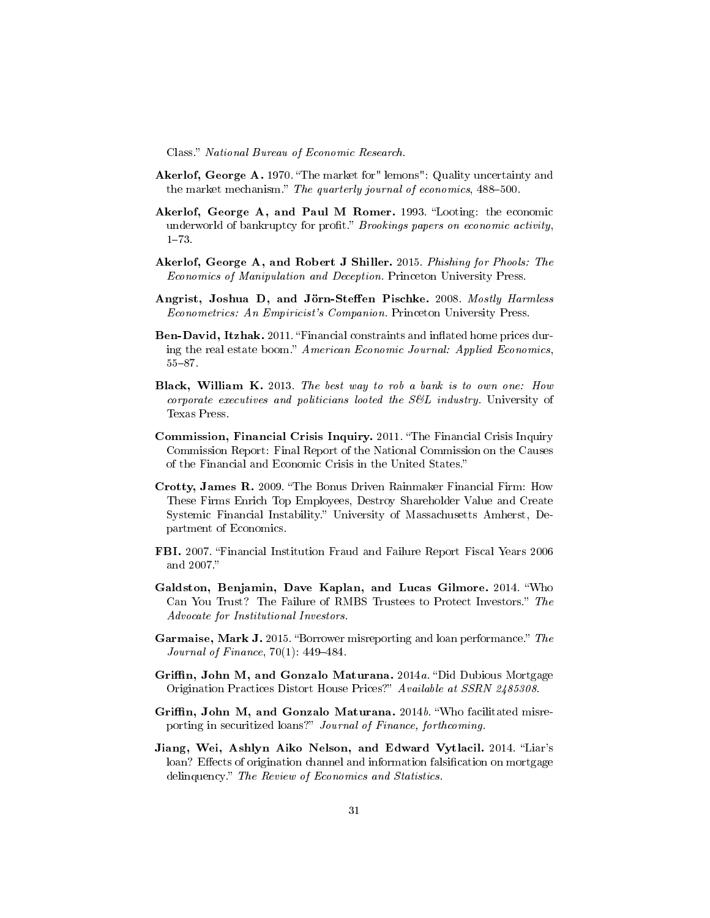Class." *National Bureau of Economic Research.*

**Akerlof, George A.** 1970. "The market for" lemons": Quality uncertainty and the market mechanism." *The quarterly journal of economics*, 488–500.

**Akerlof, George A, and Paul M Romer.** 1993. "Looting: the economic underworld of bankruptcy for profit." *Brookings papers on economic activity*, 1–73.

**Akerlof, George A, and Robert J Shiller.** 2015. *Phishing for Phools: The Economics of Manipulation and Deception.* Princeton University Press.

**Angrist, Joshua D, and Jörn-Steffen Pischke.** 2008. *Mostly Harmless Econometrics: An Empiricist's Companion.* Princeton University Press.

**Ben-David, Itzhak.** 2011. "Financial constraints and inflated home prices during the real estate boom." *American Economic Journal: Applied Economics*, 55–87.

**Black, William K.** 2013. *The best way to rob a bank is to own one: How corporate executives and politicians looted the S&L industry.* University of Texas Press.

**Commission, Financial Crisis Inquiry.** 2011. "The Financial Crisis Inquiry Commission Report: Final Report of the National Commission on the Causes of the Financial and Economic Crisis in the United States."

**Crotty, James R.** 2009. "The Bonus Driven Rainmaker Financial Firm: How These Firms Enrich Top Employees, Destroy Shareholder Value and Create Systemic Financial Instability." University of Massachusetts Amherst, Department of Economics.

**FBI.** 2007. "Financial Institution Fraud and Failure Report Fiscal Years 2006 and 2007."

**Galdston, Benjamin, Dave Kaplan, and Lucas Gilmore.** 2014. "Who Can You Trust? The Failure of RMBS Trustees to Protect Investors." *The Advocate for Institutional Investors.*

**Garmaise, Mark J.** 2015. "Borrower misreporting and loan performance." *The Journal of Finance*, 70(1): 449–484.

**Griffin, John M, and Gonzalo Maturana.** 2014*a*. "Did Dubious Mortgage Origination Practices Distort House Prices?" *Available at SSRN 2485308.*

**Griffin, John M, and Gonzalo Maturana.** 2014*b*. "Who facilitated misreporting in securitized loans?" *Journal of Finance, forthcoming.*

**Jiang, Wei, Ashlyn Aiko Nelson, and Edward Vytlacil.** 2014. "Liar's loan? Effects of origination channel and information falsification on mortgage delinquency." *The Review of Economics and Statistics.*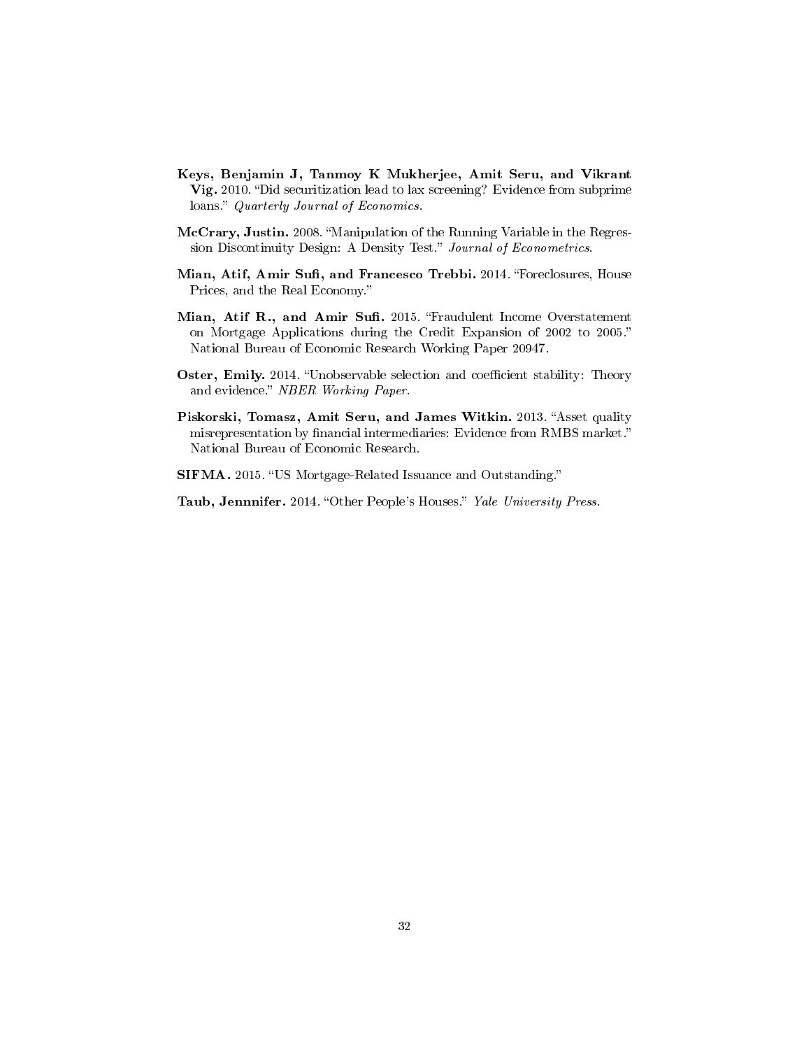**Keys, Benjamin J, Tanmoy K Mukherjee, Amit Seru, and Vikrant Vig.** 2010. "Did securitization lead to lax screening? Evidence from subprime loans." *Quarterly Journal of Economics*.

**McCrary, Justin.** 2008. "Manipulation of the Running Variable in the Regression Discontinuity Design: A Density Test." *Journal of Econometrics*.

**Mian, Atif, Amir Sufi, and Francesco Trebbi.** 2014. "Foreclosures, House Prices, and the Real Economy."

**Mian, Atif R., and Amir Sufi.** 2015. "Fraudulent Income Overstatement on Mortgage Applications during the Credit Expansion of 2002 to 2005." National Bureau of Economic Research Working Paper 20947.

**Oster, Emily.** 2014. "Unobservable selection and coefficient stability: Theory and evidence." *NBER Working Paper*.

**Piskorski, Tomasz, Amit Seru, and James Witkin.** 2013. "Asset quality misrepresentation by financial intermediaries: Evidence from RMBS market." National Bureau of Economic Research.

**SIFMA.** 2015. "US Mortgage-Related Issuance and Outstanding."

**Taub, Jennnifer.** 2014. "Other People's Houses." *Yale University Press*.